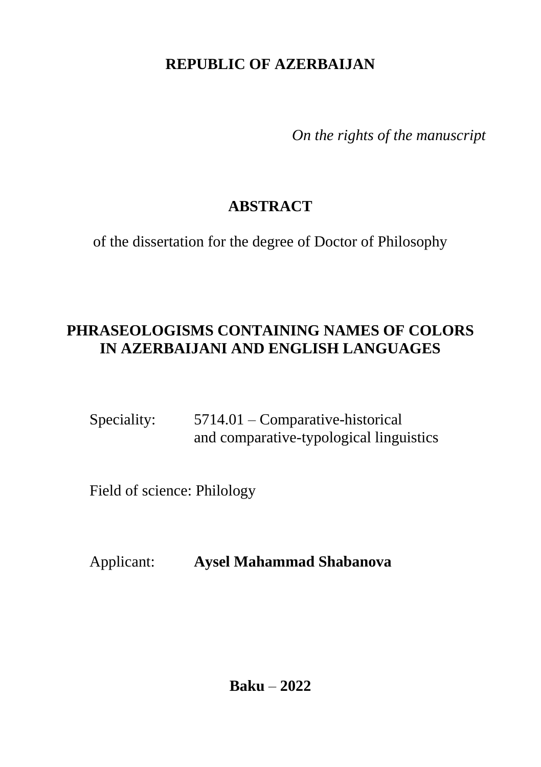**REPUBLIC OF AZERBAIJAN**

*On the rights of the manuscript*

# ABSTRACT

of the dissertation for the degree of Doctor of Philosophy

# PHRASEOLOGISMS CONTAINING NAMES OF COLORS IN AZERBAIJANI AND ENGLISH LANGUAGES

Speciality: 5714.01 – Comparative-historical and comparative-typological linguistics

Field of science: Philology

Applicant: **Aysel Mahammad Shabanova**

**Baku** – **2022**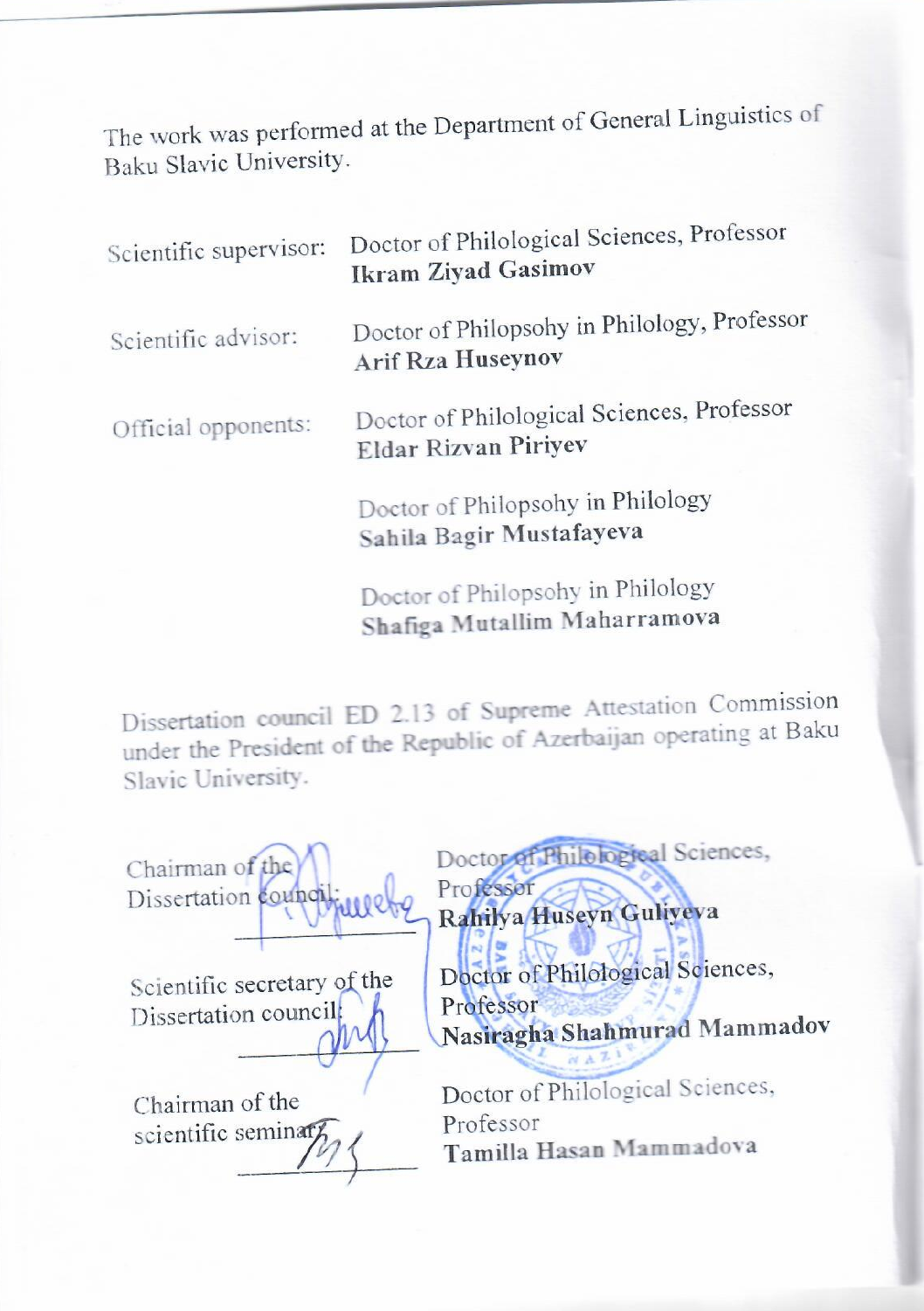The work was performed at the Department of General Linguistics of Baku Slavic University.

| | |
|---|---|
| Scientific supervisor: | Doctor of Philological Sciences, Professor **Ikram Ziyad Gasimov** |
| Scientific advisor: | Doctor of Philopsohy in Philology, Professor **Arif Rza Huseynov** |
| Official opponents: | Doctor of Philological Sciences, Professor **Eldar Rizvan Piriyev** |
| | Doctor of Philopsohy in Philology **Sahila Bagir Mustafayeva** |
| | Doctor of Philopsohy in Philology **Shafiga Mutallim Maharramova** |

Dissertation council ED 2.13 of Supreme Attestation Commission under the President of the Republic of Azerbaijan operating at Baku Slavic University.

| | |
|---|---|
| Chairman of the Dissertation council: ____________ | Doctor of Philological Sciences, Professor **Rahilya Huseyn Guliyeva** |
| Scientific secretary of the Dissertation council: ____________ | Doctor of Philological Sciences, Professor **Nasiragha Shahmurad Mammadov** |
| Chairman of the scientific seminar: ____________ | Doctor of Philological Sciences, Professor **Tamilla Hasan Mammadova** |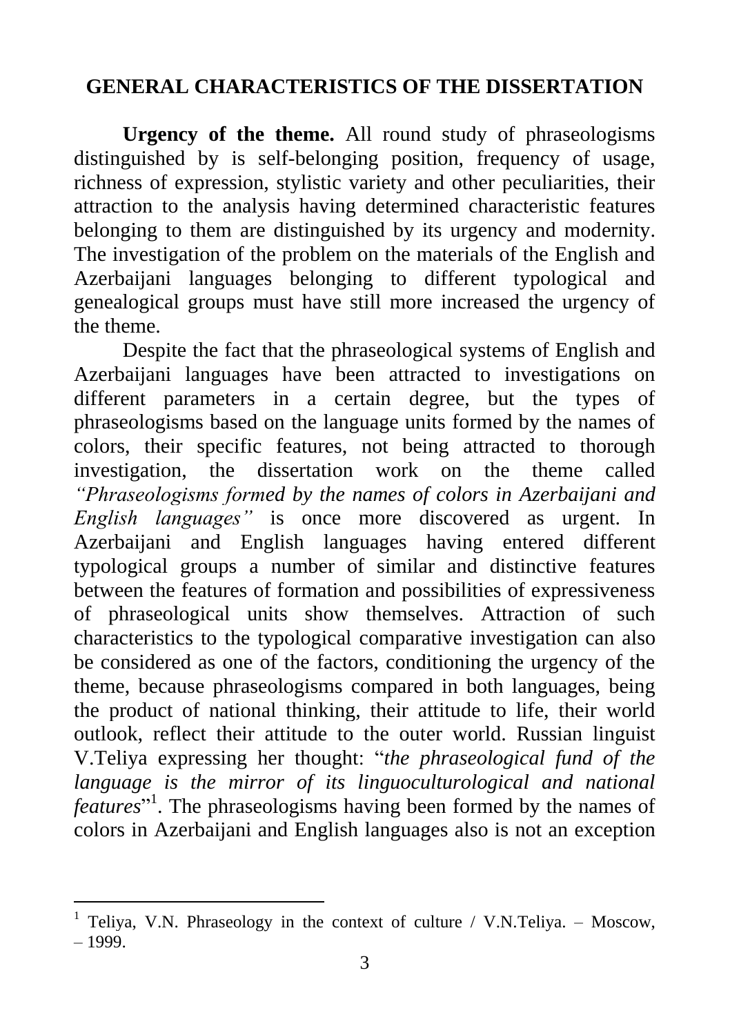## GENERAL CHARACTERISTICS OF THE DISSERTATION

**Urgency of the theme.** All round study of phraseologisms distinguished by is self-belonging position, frequency of usage, richness of expression, stylistic variety and other peculiarities, their attraction to the analysis having determined characteristic features belonging to them are distinguished by its urgency and modernity. The investigation of the problem on the materials of the English and Azerbaijani languages belonging to different typological and genealogical groups must have still more increased the urgency of the theme.

Despite the fact that the phraseological systems of English and Azerbaijani languages have been attracted to investigations on different parameters in a certain degree, but the types of phraseologisms based on the language units formed by the names of colors, their specific features, not being attracted to thorough investigation, the dissertation work on the theme called *"Phraseologisms formed by the names of colors in Azerbaijani and English languages"* is once more discovered as urgent. In Azerbaijani and English languages having entered different typological groups a number of similar and distinctive features between the features of formation and possibilities of expressiveness of phraseological units show themselves. Attraction of such characteristics to the typological comparative investigation can also be considered as one of the factors, conditioning the urgency of the theme, because phraseologisms compared in both languages, being the product of national thinking, their attitude to life, their world outlook, reflect their attitude to the outer world. Russian linguist V.Teliya expressing her thought: "*the phraseological fund of the language is the mirror of its linguoculturological and national features*"[1]. The phraseologisms having been formed by the names of colors in Azerbaijani and English languages also is not an exception

---

[1] Teliya, V.N. Phraseology in the context of culture / V.N.Teliya. – Moscow, – 1999.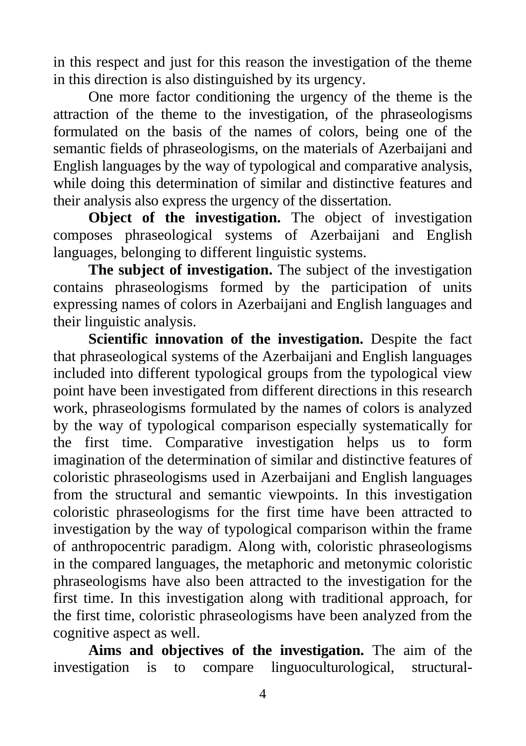in this respect and just for this reason the investigation of the theme in this direction is also distinguished by its urgency.

One more factor conditioning the urgency of the theme is the attraction of the theme to the investigation, of the phraseologisms formulated on the basis of the names of colors, being one of the semantic fields of phraseologisms, on the materials of Azerbaijani and English languages by the way of typological and comparative analysis, while doing this determination of similar and distinctive features and their analysis also express the urgency of the dissertation.

**Object of the investigation.** The object of investigation composes phraseological systems of Azerbaijani and English languages, belonging to different linguistic systems.

**The subject of investigation.** The subject of the investigation contains phraseologisms formed by the participation of units expressing names of colors in Azerbaijani and English languages and their linguistic analysis.

**Scientific innovation of the investigation.** Despite the fact that phraseological systems of the Azerbaijani and English languages included into different typological groups from the typological view point have been investigated from different directions in this research work, phraseologisms formulated by the names of colors is analyzed by the way of typological comparison especially systematically for the first time. Comparative investigation helps us to form imagination of the determination of similar and distinctive features of coloristic phraseologisms used in Azerbaijani and English languages from the structural and semantic viewpoints. In this investigation coloristic phraseologisms for the first time have been attracted to investigation by the way of typological comparison within the frame of anthropocentric paradigm. Along with, coloristic phraseologisms in the compared languages, the metaphoric and metonymic coloristic phraseologisms have also been attracted to the investigation for the first time. In this investigation along with traditional approach, for the first time, coloristic phraseologisms have been analyzed from the cognitive aspect as well.

**Aims and objectives of the investigation.** The aim of the investigation is to compare linguoculturological, structural-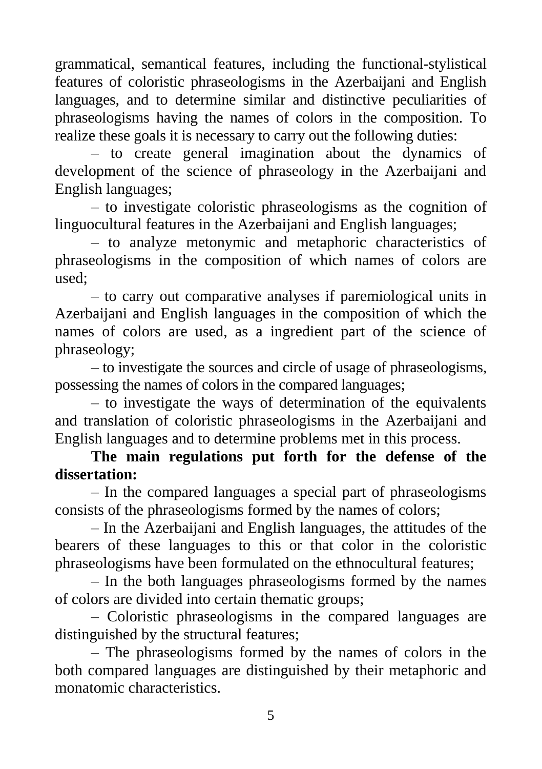grammatical, semantical features, including the functional-stylistical features of coloristic phraseologisms in the Azerbaijani and English languages, and to determine similar and distinctive peculiarities of phraseologisms having the names of colors in the composition. To realize these goals it is necessary to carry out the following duties:

– to create general imagination about the dynamics of development of the science of phraseology in the Azerbaijani and English languages;

– to investigate coloristic phraseologisms as the cognition of linguocultural features in the Azerbaijani and English languages;

– to analyze metonymic and metaphoric characteristics of phraseologisms in the composition of which names of colors are used;

– to carry out comparative analyses if paremiological units in Azerbaijani and English languages in the composition of which the names of colors are used, as a ingredient part of the science of phraseology;

– to investigate the sources and circle of usage of phraseologisms, possessing the names of colors in the compared languages;

– to investigate the ways of determination of the equivalents and translation of coloristic phraseologisms in the Azerbaijani and English languages and to determine problems met in this process.

**The main regulations put forth for the defense of the dissertation:**

– In the compared languages a special part of phraseologisms consists of the phraseologisms formed by the names of colors;

– In the Azerbaijani and English languages, the attitudes of the bearers of these languages to this or that color in the coloristic phraseologisms have been formulated on the ethnocultural features;

– In the both languages phraseologisms formed by the names of colors are divided into certain thematic groups;

– Coloristic phraseologisms in the compared languages are distinguished by the structural features;

– The phraseologisms formed by the names of colors in the both compared languages are distinguished by their metaphoric and monatomic characteristics.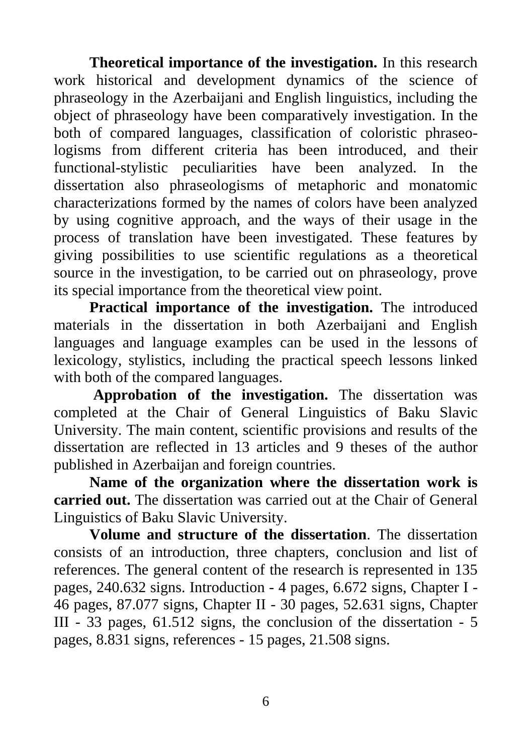**Theoretical importance of the investigation.** In this research work historical and development dynamics of the science of phraseology in the Azerbaijani and English linguistics, including the object of phraseology have been comparatively investigation. In the both of compared languages, classification of coloristic phraseologisms from different criteria has been introduced, and their functional-stylistic peculiarities have been analyzed. In the dissertation also phraseologisms of metaphoric and monatomic characterizations formed by the names of colors have been analyzed by using cognitive approach, and the ways of their usage in the process of translation have been investigated. These features by giving possibilities to use scientific regulations as a theoretical source in the investigation, to be carried out on phraseology, prove its special importance from the theoretical view point.

**Practical importance of the investigation.** The introduced materials in the dissertation in both Azerbaijani and English languages and language examples can be used in the lessons of lexicology, stylistics, including the practical speech lessons linked with both of the compared languages.

**Approbation of the investigation.** The dissertation was completed at the Chair of General Linguistics of Baku Slavic University. The main content, scientific provisions and results of the dissertation are reflected in 13 articles and 9 theses of the author published in Azerbaijan and foreign countries.

**Name of the organization where the dissertation work is carried out.** The dissertation was carried out at the Chair of General Linguistics of Baku Slavic University.

**Volume and structure of the dissertation**. The dissertation consists of an introduction, three chapters, conclusion and list of references. The general content of the research is represented in 135 pages, 240.632 signs. Introduction - 4 pages, 6.672 signs, Chapter I - 46 pages, 87.077 signs, Chapter II - 30 pages, 52.631 signs, Chapter III - 33 pages, 61.512 signs, the conclusion of the dissertation - 5 pages, 8.831 signs, references - 15 pages, 21.508 signs.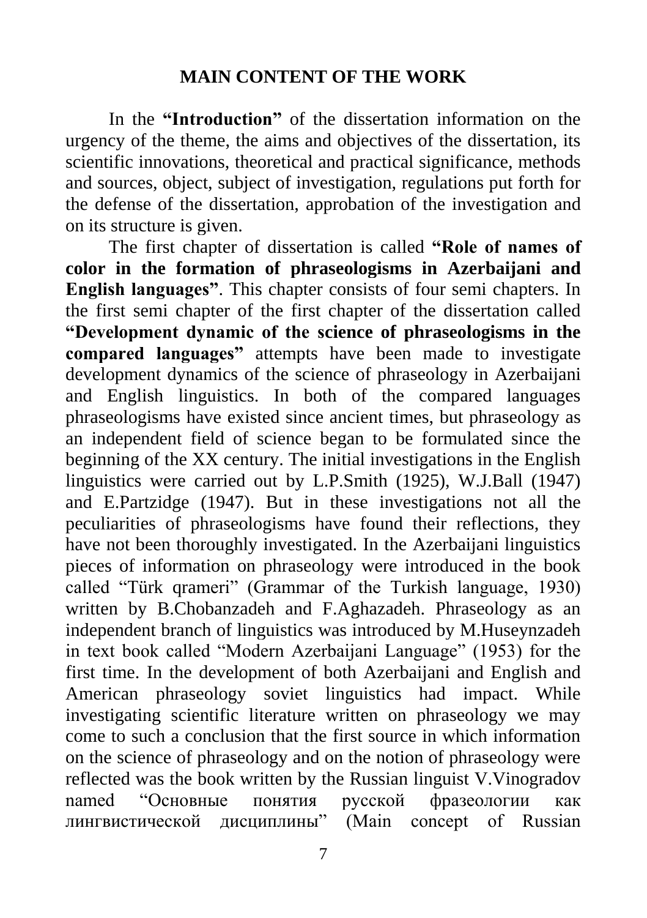## MAIN CONTENT OF THE WORK

In the **"Introduction"** of the dissertation information on the urgency of the theme, the aims and objectives of the dissertation, its scientific innovations, theoretical and practical significance, methods and sources, object, subject of investigation, regulations put forth for the defense of the dissertation, approbation of the investigation and on its structure is given.

The first chapter of dissertation is called **"Role of names of color in the formation of phraseologisms in Azerbaijani and English languages"**. This chapter consists of four semi chapters. In the first semi chapter of the first chapter of the dissertation called **"Development dynamic of the science of phraseologisms in the compared languages"** attempts have been made to investigate development dynamics of the science of phraseology in Azerbaijani and English linguistics. In both of the compared languages phraseologisms have existed since ancient times, but phraseology as an independent field of science began to be formulated since the beginning of the XX century. The initial investigations in the English linguistics were carried out by L.P.Smith (1925), W.J.Ball (1947) and E.Partzidge (1947). But in these investigations not all the peculiarities of phraseologisms have found their reflections, they have not been thoroughly investigated. In the Azerbaijani linguistics pieces of information on phraseology were introduced in the book called "Türk qrameri" (Grammar of the Turkish language, 1930) written by B.Chobanzadeh and F.Aghazadeh. Phraseology as an independent branch of linguistics was introduced by M.Huseynzadeh in text book called "Modern Azerbaijani Language" (1953) for the first time. In the development of both Azerbaijani and English and American phraseology soviet linguistics had impact. While investigating scientific literature written on phraseology we may come to such a conclusion that the first source in which information on the science of phraseology and on the notion of phraseology were reflected was the book written by the Russian linguist V.Vinogradov named "Основные понятия русской фразеологии как лингвистической дисциплины" (Main concept of Russian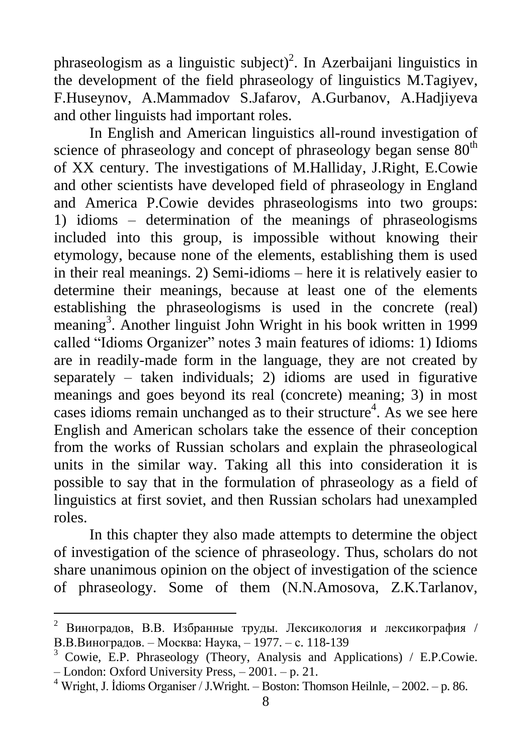phraseologism as a linguistic subject)[2]. In Azerbaijani linguistics in the development of the field phraseology of linguistics M.Tagiyev, F.Huseynov, A.Mammadov S.Jafarov, A.Gurbanov, A.Hadjiyeva and other linguists had important roles.

In English and American linguistics all-round investigation of science of phraseology and concept of phraseology began sense 80[th] of XX century. The investigations of M.Halliday, J.Right, E.Cowie and other scientists have developed field of phraseology in England and America P.Cowie devides phraseologisms into two groups: 1) idioms – determination of the meanings of phraseologisms included into this group, is impossible without knowing their etymology, because none of the elements, establishing them is used in their real meanings. 2) Semi-idioms – here it is relatively easier to determine their meanings, because at least one of the elements establishing the phraseologisms is used in the concrete (real) meaning[3]. Another linguist John Wright in his book written in 1999 called "Idioms Organizer" notes 3 main features of idioms: 1) Idioms are in readily-made form in the language, they are not created by separately – taken individuals; 2) idioms are used in figurative meanings and goes beyond its real (concrete) meaning; 3) in most cases idioms remain unchanged as to their structure[4]. As we see here English and American scholars take the essence of their conception from the works of Russian scholars and explain the phraseological units in the similar way. Taking all this into consideration it is possible to say that in the formulation of phraseology as a field of linguistics at first soviet, and then Russian scholars had unexampled roles.

In this chapter they also made attempts to determine the object of investigation of the science of phraseology. Thus, scholars do not share unanimous opinion on the object of investigation of the science of phraseology. Some of them (N.N.Amosova, Z.K.Tarlanov,

---

[2] Виноградов, В.В. Избранные труды. Лексикология и лексикография / В.В.Виноградов. – Москва: Наука, – 1977. – с. 118-139

[3] Cowie, E.P. Phraseology (Theory, Analysis and Applications) / E.P.Cowie. – London: Oxford University Press, – 2001. – p. 21.

[4] Wright, J. İdioms Organiser / J.Wright. – Boston: Thomson Heilnle, – 2002. – p. 86.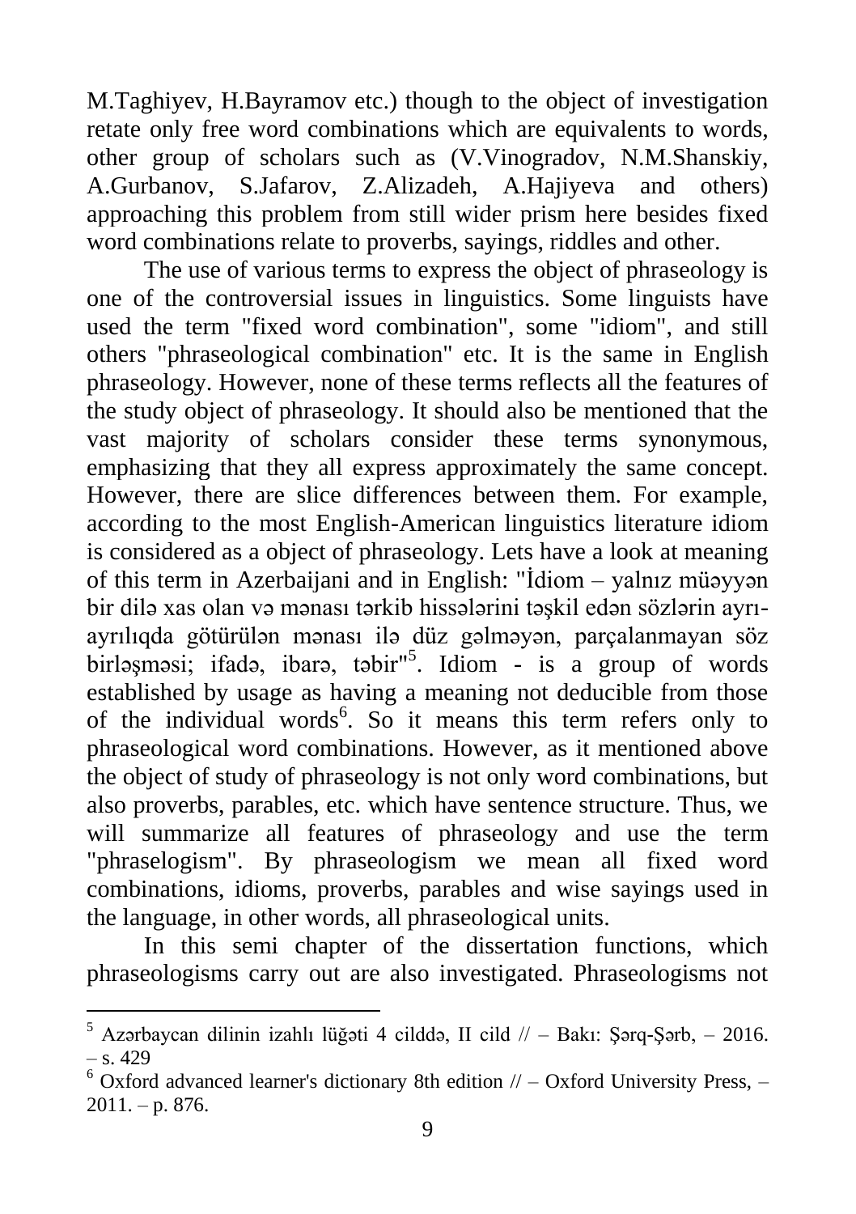M.Taghiyev, H.Bayramov etc.) though to the object of investigation retate only free word combinations which are equivalents to words, other group of scholars such as (V.Vinogradov, N.M.Shanskiy, A.Gurbanov, S.Jafarov, Z.Alizadeh, A.Hajiyeva and others) approaching this problem from still wider prism here besides fixed word combinations relate to proverbs, sayings, riddles and other.

The use of various terms to express the object of phraseology is one of the controversial issues in linguistics. Some linguists have used the term "fixed word combination", some "idiom", and still others "phraseological combination" etc. It is the same in English phraseology. However, none of these terms reflects all the features of the study object of phraseology. It should also be mentioned that the vast majority of scholars consider these terms synonymous, emphasizing that they all express approximately the same concept. However, there are slice differences between them. For example, according to the most English-American linguistics literature idiom is considered as a object of phraseology. Lets have a look at meaning of this term in Azerbaijani and in English: "İdiom – yalnız müəyyən bir dilə xas olan və mənası tərkib hissələrini təşkil edən sözlərin ayrı-ayrılıqda götürülən mənası ilə düz gəlməyən, parçalanmayan söz birləşməsi; ifadə, ibarə, təbir"[5]. Idiom - is a group of words established by usage as having a meaning not deducible from those of the individual words[6]. So it means this term refers only to phraseological word combinations. However, as it mentioned above the object of study of phraseology is not only word combinations, but also proverbs, parables, etc. which have sentence structure. Thus, we will summarize all features of phraseology and use the term "phraselogism". By phraseologism we mean all fixed word combinations, idioms, proverbs, parables and wise sayings used in the language, in other words, all phraseological units.

In this semi chapter of the dissertation functions, which phraseologisms carry out are also investigated. Phraseologisms not

---

[5] Azərbaycan dilinin izahlı lüğəti 4 cilddə, II cild // – Bakı: Şərq-Şərb, – 2016. – s. 429

[6] Oxford advanced learner's dictionary 8th edition // – Oxford University Press, – 2011. – p. 876.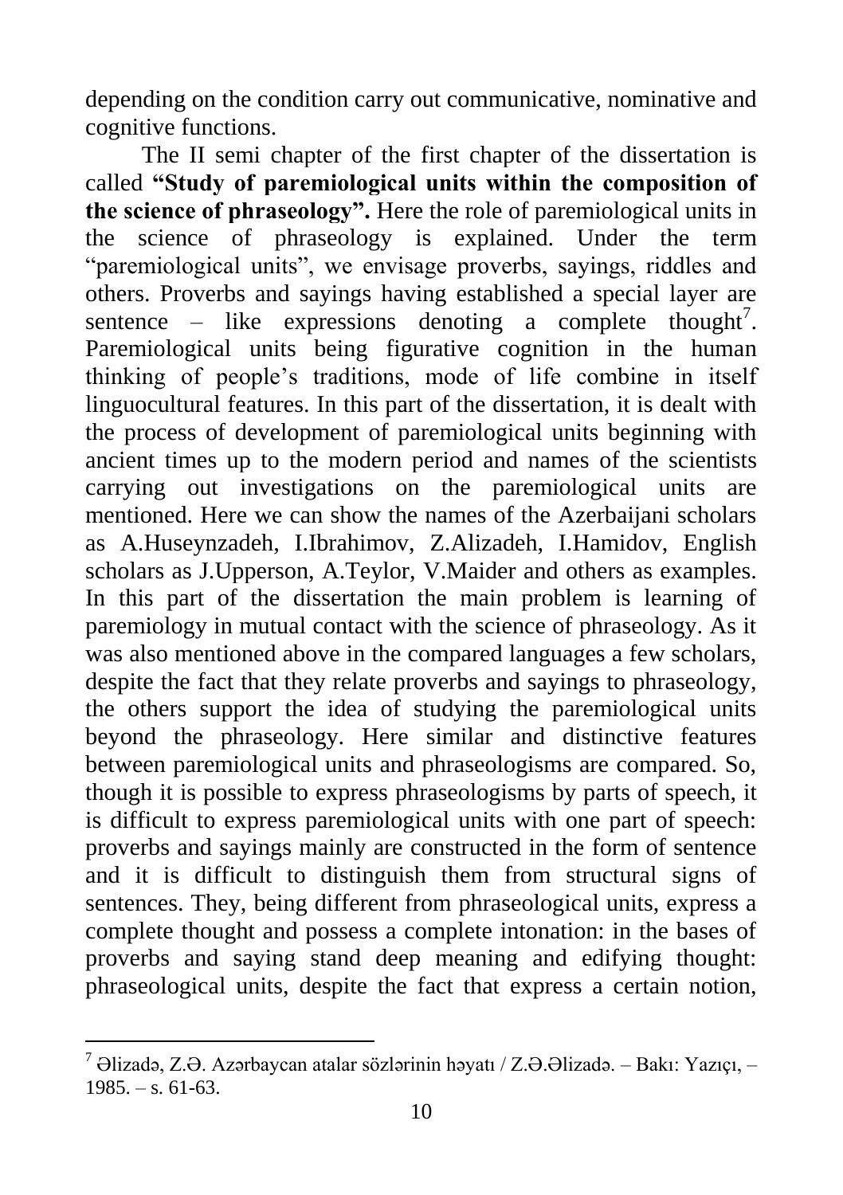depending on the condition carry out communicative, nominative and cognitive functions.

The II semi chapter of the first chapter of the dissertation is called **"Study of paremiological units within the composition of the science of phraseology".** Here the role of paremiological units in the science of phraseology is explained. Under the term "paremiological units", we envisage proverbs, sayings, riddles and others. Proverbs and sayings having established a special layer are sentence – like expressions denoting a complete thought[7]. Paremiological units being figurative cognition in the human thinking of people's traditions, mode of life combine in itself linguocultural features. In this part of the dissertation, it is dealt with the process of development of paremiological units beginning with ancient times up to the modern period and names of the scientists carrying out investigations on the paremiological units are mentioned. Here we can show the names of the Azerbaijani scholars as A.Huseynzadeh, I.Ibrahimov, Z.Alizadeh, I.Hamidov, English scholars as J.Upperson, A.Teylor, V.Maider and others as examples. In this part of the dissertation the main problem is learning of paremiology in mutual contact with the science of phraseology. As it was also mentioned above in the compared languages a few scholars, despite the fact that they relate proverbs and sayings to phraseology, the others support the idea of studying the paremiological units beyond the phraseology. Here similar and distinctive features between paremiological units and phraseologisms are compared. So, though it is possible to express phraseologisms by parts of speech, it is difficult to express paremiological units with one part of speech: proverbs and sayings mainly are constructed in the form of sentence and it is difficult to distinguish them from structural signs of sentences. They, being different from phraseological units, express a complete thought and possess a complete intonation: in the bases of proverbs and saying stand deep meaning and edifying thought: phraseological units, despite the fact that express a certain notion,

---

[7] Əlizadə, Z.Ə. Azərbaycan atalar sözlərinin həyatı / Z.Ə.Əlizadə. – Bakı: Yazıçı, – 1985. – s. 61-63.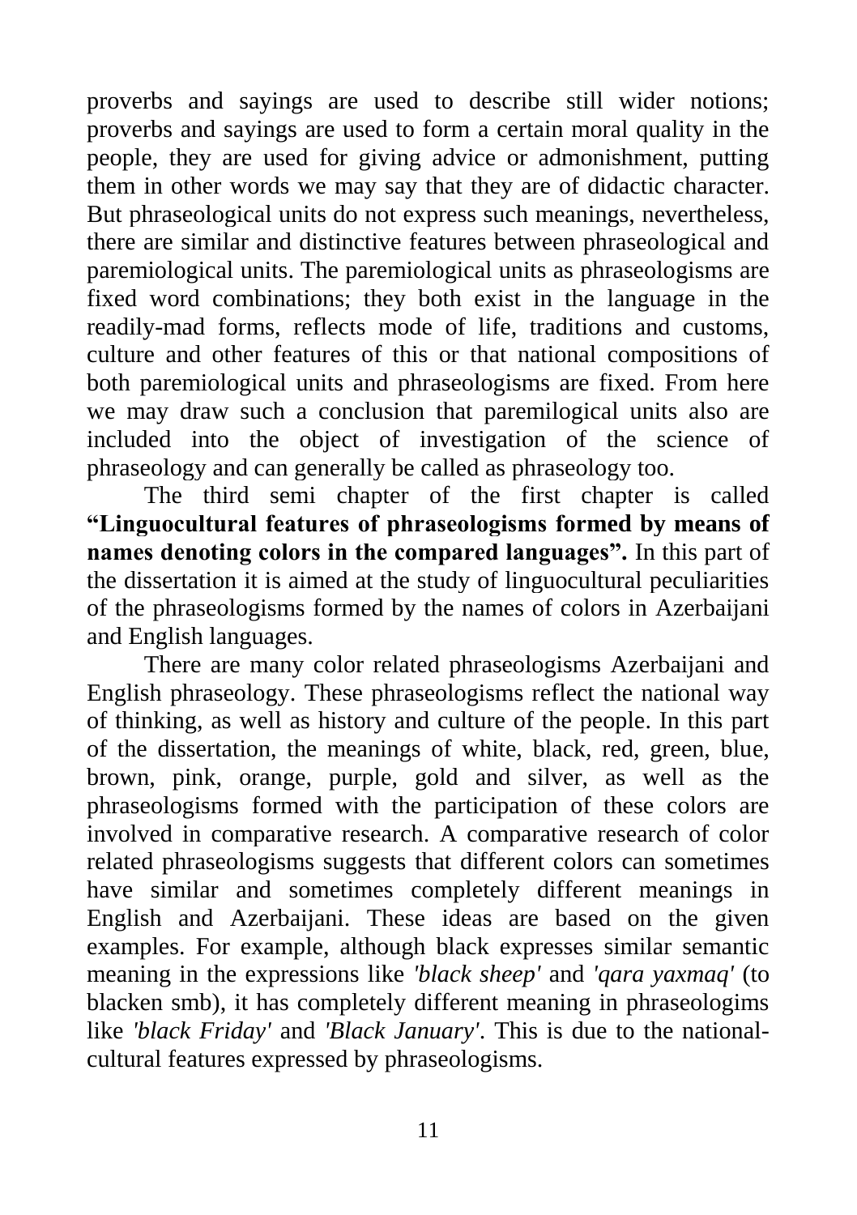proverbs and sayings are used to describe still wider notions; proverbs and sayings are used to form a certain moral quality in the people, they are used for giving advice or admonishment, putting them in other words we may say that they are of didactic character. But phraseological units do not express such meanings, nevertheless, there are similar and distinctive features between phraseological and paremiological units. The paremiological units as phraseologisms are fixed word combinations; they both exist in the language in the readily-mad forms, reflects mode of life, traditions and customs, culture and other features of this or that national compositions of both paremiological units and phraseologisms are fixed. From here we may draw such a conclusion that paremilogical units also are included into the object of investigation of the science of phraseology and can generally be called as phraseology too.

The third semi chapter of the first chapter is called **"Linguocultural features of phraseologisms formed by means of names denoting colors in the compared languages".** In this part of the dissertation it is aimed at the study of linguocultural peculiarities of the phraseologisms formed by the names of colors in Azerbaijani and English languages.

There are many color related phraseologisms Azerbaijani and English phraseology. These phraseologisms reflect the national way of thinking, as well as history and culture of the people. In this part of the dissertation, the meanings of white, black, red, green, blue, brown, pink, orange, purple, gold and silver, as well as the phraseologisms formed with the participation of these colors are involved in comparative research. A comparative research of color related phraseologisms suggests that different colors can sometimes have similar and sometimes completely different meanings in English and Azerbaijani. These ideas are based on the given examples. For example, although black expresses similar semantic meaning in the expressions like *'black sheep'* and *'qara yaxmaq'* (to blacken smb), it has completely different meaning in phraseologims like *'black Friday'* and *'Black January'*. This is due to the national-cultural features expressed by phraseologisms.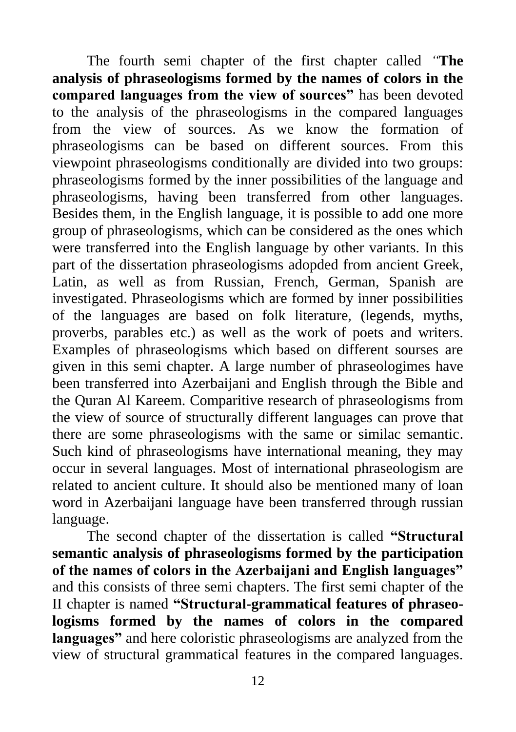The fourth semi chapter of the first chapter called "**The analysis of phraseologisms formed by the names of colors in the compared languages from the view of sources"** has been devoted to the analysis of the phraseologisms in the compared languages from the view of sources. As we know the formation of phraseologisms can be based on different sources. From this viewpoint phraseologisms conditionally are divided into two groups: phraseologisms formed by the inner possibilities of the language and phraseologisms, having been transferred from other languages. Besides them, in the English language, it is possible to add one more group of phraseologisms, which can be considered as the ones which were transferred into the English language by other variants. In this part of the dissertation phraseologisms adopded from ancient Greek, Latin, as well as from Russian, French, German, Spanish are investigated. Phraseologisms which are formed by inner possibilities of the languages are based on folk literature, (legends, myths, proverbs, parables etc.) as well as the work of poets and writers. Examples of phraseologisms which based on different sourses are given in this semi chapter. A large number of phraseologimes have been transferred into Azerbaijani and English through the Bible and the Quran Al Kareem. Comparitive research of phraseologisms from the view of source of structurally different languages can prove that there are some phraseologisms with the same or similac semantic. Such kind of phraseologisms have international meaning, they may occur in several languages. Most of international phraseologism are related to ancient culture. It should also be mentioned many of loan word in Azerbaijani language have been transferred through russian language.

The second chapter of the dissertation is called **"Structural semantic analysis of phraseologisms formed by the participation of the names of colors in the Azerbaijani and English languages"** and this consists of three semi chapters. The first semi chapter of the II chapter is named **"Structural-grammatical features of phraseologisms formed by the names of colors in the compared languages"** and here coloristic phraseologisms are analyzed from the view of structural grammatical features in the compared languages.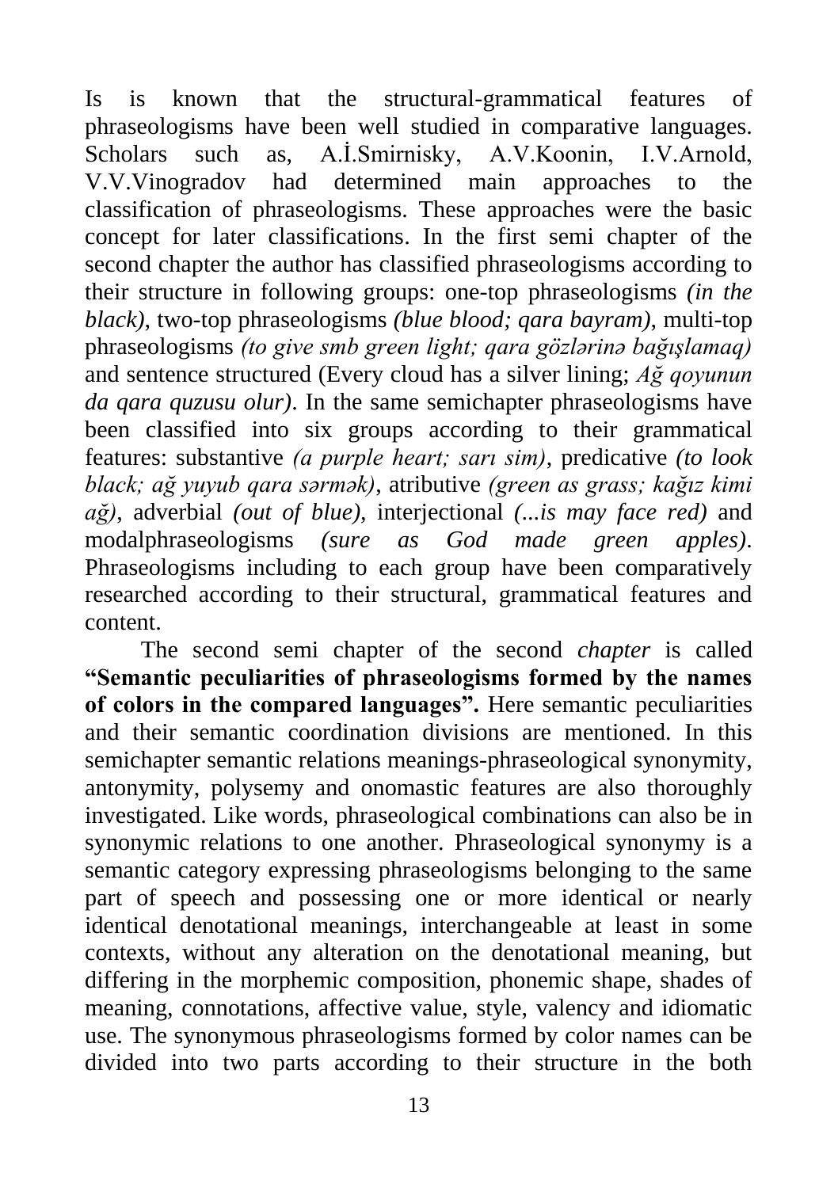Is is known that the structural-grammatical features of phraseologisms have been well studied in comparative languages. Scholars such as, A.İ.Smirnisky, A.V.Koonin, I.V.Arnold, V.V.Vinogradov had determined main approaches to the classification of phraseologisms. These approaches were the basic concept for later classifications. In the first semi chapter of the second chapter the author has classified phraseologisms according to their structure in following groups: one-top phraseologisms *(in the black)*, two-top phraseologisms *(blue blood; qara bayram)*, multi-top phraseologisms *(to give smb green light; qara gözlərinə bağışlamaq)* and sentence structured (Every cloud has a silver lining; *Ağ qoyunun da qara quzusu olur)*. In the same semichapter phraseologisms have been classified into six groups according to their grammatical features: substantive *(a purple heart; sarı sim)*, predicative *(to look black; ağ yuyub qara sərmək)*, atributive *(green as grass; kağız kimi ağ)*, adverbial *(out of blue)*, interjectional *(...is may face red)* and modalphraseologisms *(sure as God made green apples)*. Phraseologisms including to each group have been comparatively researched according to their structural, grammatical features and content.

The second semi chapter of the second *chapter* is called **"Semantic peculiarities of phraseologisms formed by the names of colors in the compared languages".** Here semantic peculiarities and their semantic coordination divisions are mentioned. In this semichapter semantic relations meanings-phraseological synonymity, antonymity, polysemy and onomastic features are also thoroughly investigated. Like words, phraseological combinations can also be in synonymic relations to one another. Phraseological synonymy is a semantic category expressing phraseologisms belonging to the same part of speech and possessing one or more identical or nearly identical denotational meanings, interchangeable at least in some contexts, without any alteration on the denotational meaning, but differing in the morphemic composition, phonemic shape, shades of meaning, connotations, affective value, style, valency and idiomatic use. The synonymous phraseologisms formed by color names can be divided into two parts according to their structure in the both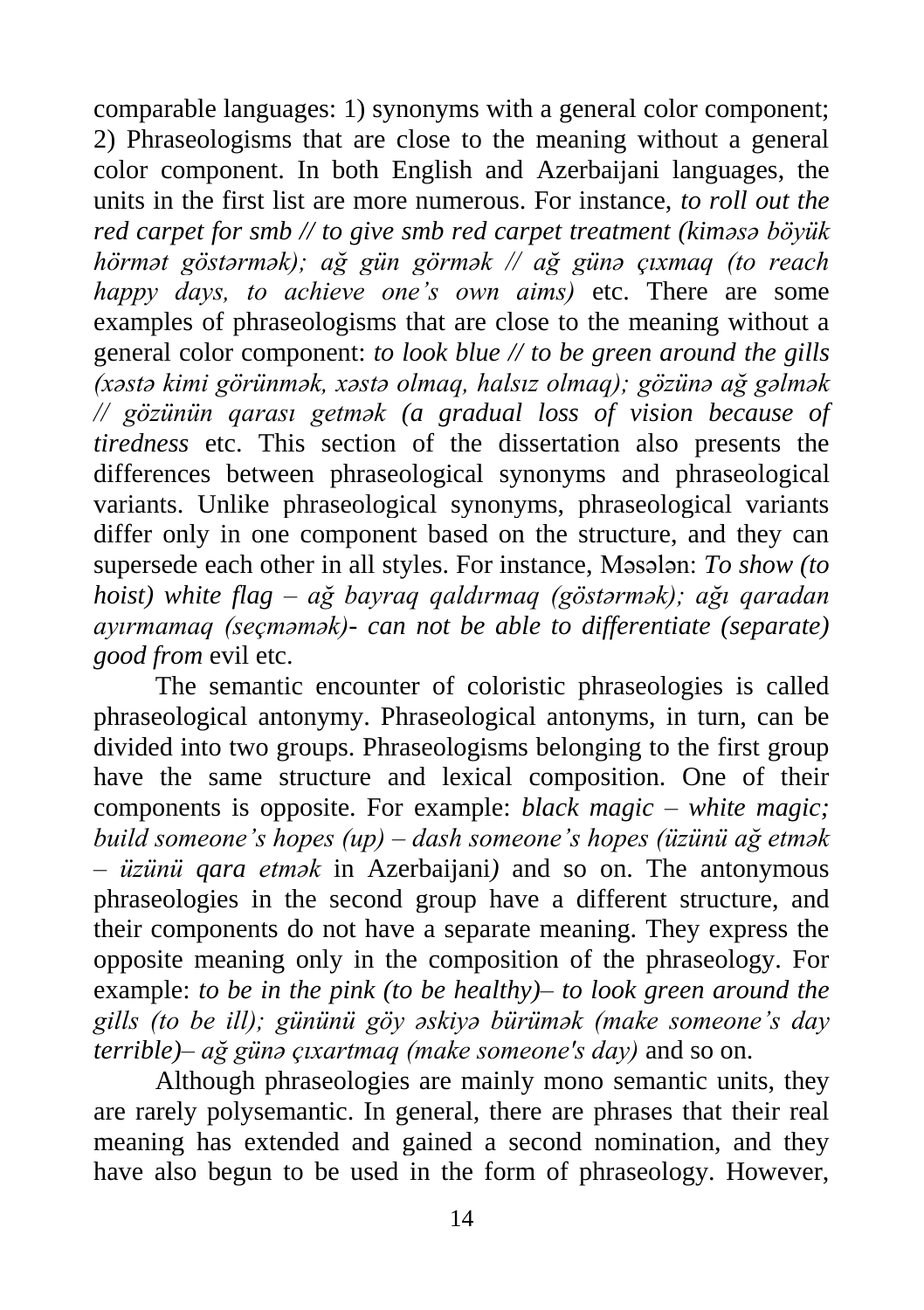comparable languages: 1) synonyms with a general color component; 2) Phraseologisms that are close to the meaning without a general color component. In both English and Azerbaijani languages, the units in the first list are more numerous. For instance, *to roll out the red carpet for smb // to give smb red carpet treatment (kimәsә böyük hörmәt göstәrmәk); ağ gün görmәk // ağ günә çıxmaq (to reach happy days, to achieve one's own aims)* etc. There are some examples of phraseologisms that are close to the meaning without a general color component: *to look blue // to be green around the gills (xәstә kimi görünmәk, xәstә olmaq, halsız olmaq); gözünә ağ gәlmәk // gözünün qarası getmәk (a gradual loss of vision because of tiredness* etc. This section of the dissertation also presents the differences between phraseological synonyms and phraseological variants. Unlike phraseological synonyms, phraseological variants differ only in one component based on the structure, and they can supersede each other in all styles. For instance, Mәsәlәn: *To show (to hoist) white flag – ağ bayraq qaldırmaq (göstәrmәk); ağı qaradan ayırmamaq (seçmәmәk)- can not be able to differentiate (separate) good from* evil etc.

The semantic encounter of coloristic phraseologies is called phraseological antonymy. Phraseological antonyms, in turn, can be divided into two groups. Phraseologisms belonging to the first group have the same structure and lexical composition. One of their components is opposite. For example: *black magic – white magic; build someone's hopes (up) – dash someone's hopes (üzünü ağ etmәk – üzünü qara etmәk* in Azerbaijani*)* and so on. The antonymous phraseologies in the second group have a different structure, and their components do not have a separate meaning. They express the opposite meaning only in the composition of the phraseology. For example: *to be in the pink (to be healthy)– to look green around the gills (to be ill); gününü göy әskiyә bürümәk (make someone's day terrible)– ağ günә çıxartmaq (make someone's day)* and so on.

Although phraseologies are mainly mono semantic units, they are rarely polysemantic. In general, there are phrases that their real meaning has extended and gained a second nomination, and they have also begun to be used in the form of phraseology. However,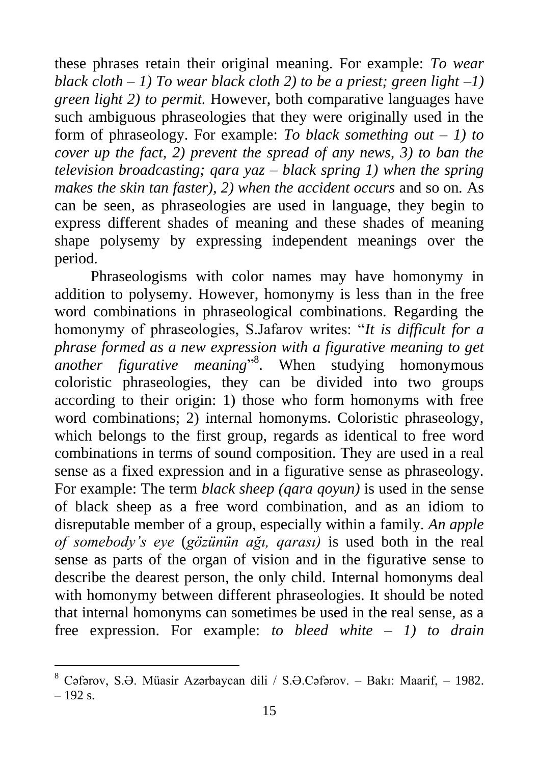these phrases retain their original meaning. For example: *To wear black cloth – 1) To wear black cloth 2) to be a priest; green light –1) green light 2) to permit.* However, both comparative languages have such ambiguous phraseologies that they were originally used in the form of phraseology. For example: *To black something out – 1) to cover up the fact, 2) prevent the spread of any news, 3) to ban the television broadcasting; qara yaz – black spring 1) when the spring makes the skin tan faster), 2) when the accident occurs* and so on. As can be seen, as phraseologies are used in language, they begin to express different shades of meaning and these shades of meaning shape polysemy by expressing independent meanings over the period.

Phraseologisms with color names may have homonymy in addition to polysemy. However, homonymy is less than in the free word combinations in phraseological combinations. Regarding the homonymy of phraseologies, S.Jafarov writes: "*It is difficult for a phrase formed as a new expression with a figurative meaning to get another figurative meaning*"[8]. When studying homonymous coloristic phraseologies, they can be divided into two groups according to their origin: 1) those who form homonyms with free word combinations; 2) internal homonyms. Coloristic phraseology, which belongs to the first group, regards as identical to free word combinations in terms of sound composition. They are used in a real sense as a fixed expression and in a figurative sense as phraseology. For example: The term *black sheep (qara qoyun)* is used in the sense of black sheep as a free word combination, and as an idiom to disreputable member of a group, especially within a family. *An apple of somebody's eye* (*gözünün ağı, qarası)* is used both in the real sense as parts of the organ of vision and in the figurative sense to describe the dearest person, the only child. Internal homonyms deal with homonymy between different phraseologies. It should be noted that internal homonyms can sometimes be used in the real sense, as a free expression. For example: *to bleed white – 1) to drain*

---

[8] Cəfərov, S.Ə. Müasir Azərbaycan dili / S.Ə.Cəfərov. – Bakı: Maarif, – 1982. – 192 s.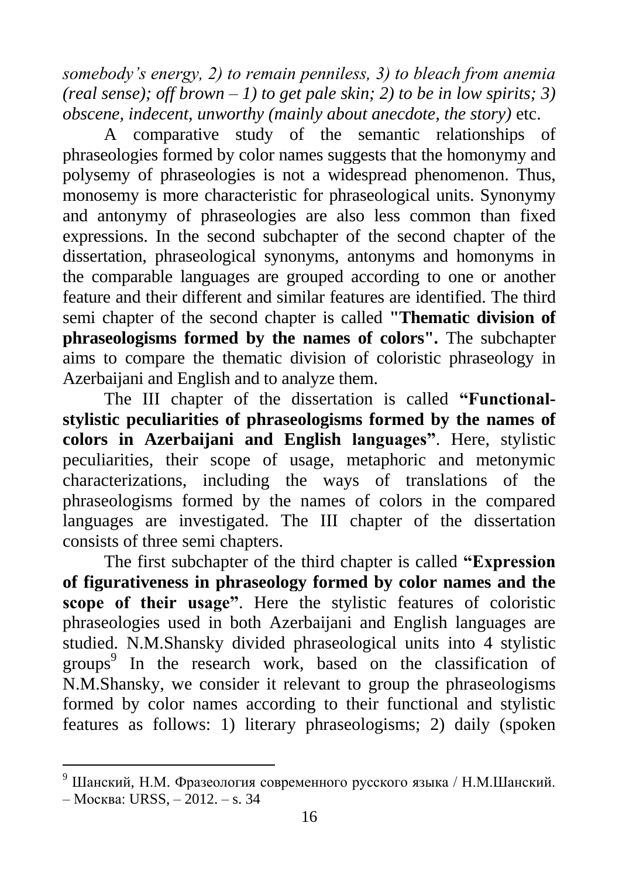*somebody's energy, 2) to remain penniless, 3) to bleach from anemia (real sense); off brown – 1) to get pale skin; 2) to be in low spirits; 3) obscene, indecent, unworthy (mainly about anecdote, the story)* etc.

A comparative study of the semantic relationships of phraseologies formed by color names suggests that the homonymy and polysemy of phraseologies is not a widespread phenomenon. Thus, monosemy is more characteristic for phraseological units. Synonymy and antonymy of phraseologies are also less common than fixed expressions. In the second subchapter of the second chapter of the dissertation, phraseological synonyms, antonyms and homonyms in the comparable languages are grouped according to one or another feature and their different and similar features are identified. The third semi chapter of the second chapter is called **"Thematic division of phraseologisms formed by the names of colors".** The subchapter aims to compare the thematic division of coloristic phraseology in Azerbaijani and English and to analyze them.

The III chapter of the dissertation is called **"Functional-stylistic peculiarities of phraseologisms formed by the names of colors in Azerbaijani and English languages"**. Here, stylistic peculiarities, their scope of usage, metaphoric and metonymic characterizations, including the ways of translations of the phraseologisms formed by the names of colors in the compared languages are investigated. The III chapter of the dissertation consists of three semi chapters.

The first subchapter of the third chapter is called **"Expression of figurativeness in phraseology formed by color names and the scope of their usage"**. Here the stylistic features of coloristic phraseologies used in both Azerbaijani and English languages are studied. N.M.Shansky divided phraseological units into 4 stylistic groups[9] In the research work, based on the classification of N.M.Shansky, we consider it relevant to group the phraseologisms formed by color names according to their functional and stylistic features as follows: 1) literary phraseologisms; 2) daily (spoken

---

[9] Шанский, Н.М. Фразеология современного русского языка / Н.М.Шанский. – Москва: URSS, – 2012. – s. 34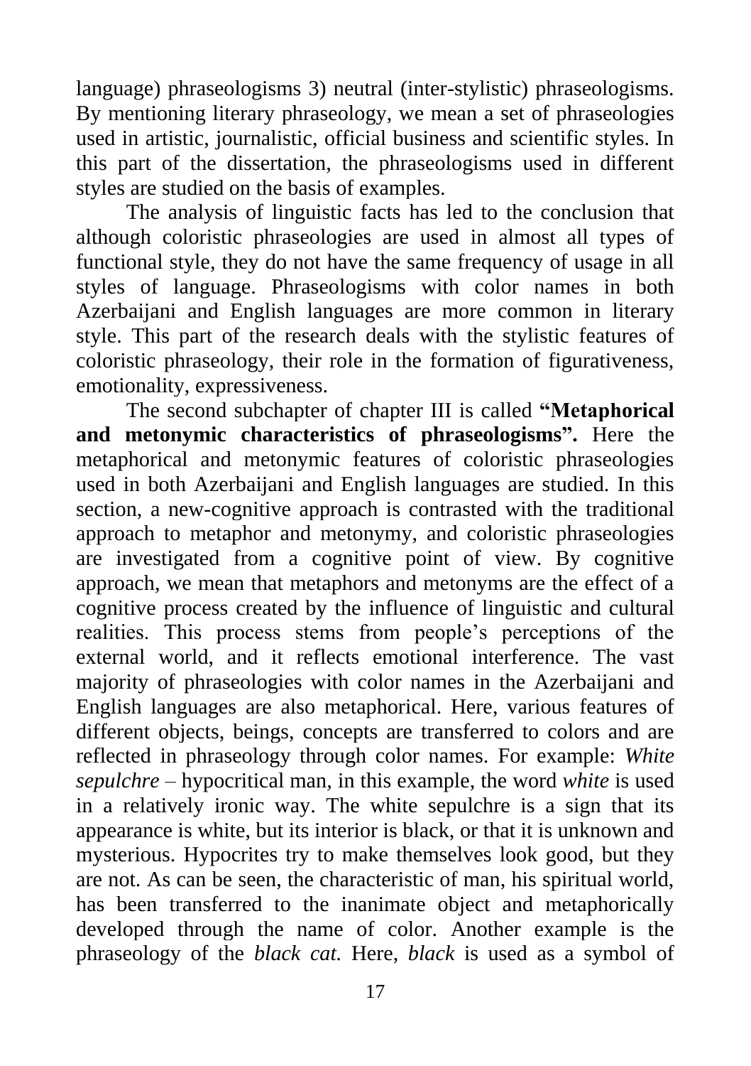language) phraseologisms 3) neutral (inter-stylistic) phraseologisms. By mentioning literary phraseology, we mean a set of phraseologies used in artistic, journalistic, official business and scientific styles. In this part of the dissertation, the phraseologisms used in different styles are studied on the basis of examples.

The analysis of linguistic facts has led to the conclusion that although coloristic phraseologies are used in almost all types of functional style, they do not have the same frequency of usage in all styles of language. Phraseologisms with color names in both Azerbaijani and English languages are more common in literary style. This part of the research deals with the stylistic features of coloristic phraseology, their role in the formation of figurativeness, emotionality, expressiveness.

The second subchapter of chapter III is called **"Metaphorical and metonymic characteristics of phraseologisms".** Here the metaphorical and metonymic features of coloristic phraseologies used in both Azerbaijani and English languages are studied. In this section, a new-cognitive approach is contrasted with the traditional approach to metaphor and metonymy, and coloristic phraseologies are investigated from a cognitive point of view. By cognitive approach, we mean that metaphors and metonyms are the effect of a cognitive process created by the influence of linguistic and cultural realities. This process stems from people's perceptions of the external world, and it reflects emotional interference. The vast majority of phraseologies with color names in the Azerbaijani and English languages are also metaphorical. Here, various features of different objects, beings, concepts are transferred to colors and are reflected in phraseology through color names. For example: *White sepulchre* – hypocritical man, in this example, the word *white* is used in a relatively ironic way. The white sepulchre is a sign that its appearance is white, but its interior is black, or that it is unknown and mysterious. Hypocrites try to make themselves look good, but they are not. As can be seen, the characteristic of man, his spiritual world, has been transferred to the inanimate object and metaphorically developed through the name of color. Another example is the phraseology of the *black cat.* Here, *black* is used as a symbol of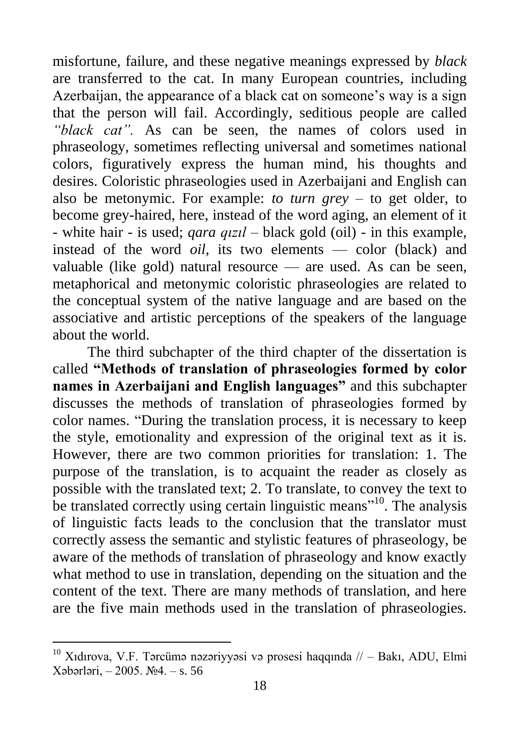misfortune, failure, and these negative meanings expressed by *black* are transferred to the cat. In many European countries, including Azerbaijan, the appearance of a black cat on someone's way is a sign that the person will fail. Accordingly, seditious people are called *"black cat".* As can be seen, the names of colors used in phraseology, sometimes reflecting universal and sometimes national colors, figuratively express the human mind, his thoughts and desires. Coloristic phraseologies used in Azerbaijani and English can also be metonymic. For example: *to turn grey* – to get older, to become grey-haired, here, instead of the word aging, an element of it - white hair - is used; *qara qızıl* – black gold (oil) - in this example, instead of the word *oil*, its two elements — color (black) and valuable (like gold) natural resource — are used. As can be seen, metaphorical and metonymic coloristic phraseologies are related to the conceptual system of the native language and are based on the associative and artistic perceptions of the speakers of the language about the world.

The third subchapter of the third chapter of the dissertation is called **"Methods of translation of phraseologies formed by color names in Azerbaijani and English languages"** and this subchapter discusses the methods of translation of phraseologies formed by color names. "During the translation process, it is necessary to keep the style, emotionality and expression of the original text as it is. However, there are two common priorities for translation: 1. The purpose of the translation, is to acquaint the reader as closely as possible with the translated text; 2. To translate, to convey the text to be translated correctly using certain linguistic means"[10]. The analysis of linguistic facts leads to the conclusion that the translator must correctly assess the semantic and stylistic features of phraseology, be aware of the methods of translation of phraseology and know exactly what method to use in translation, depending on the situation and the content of the text. There are many methods of translation, and here are the five main methods used in the translation of phraseologies.

---

[10] Xıdırova, V.F. Tərcümə nəzəriyyəsi və prosesi haqqında // – Bakı, ADU, Elmi Xəbərləri, – 2005. №4. – s. 56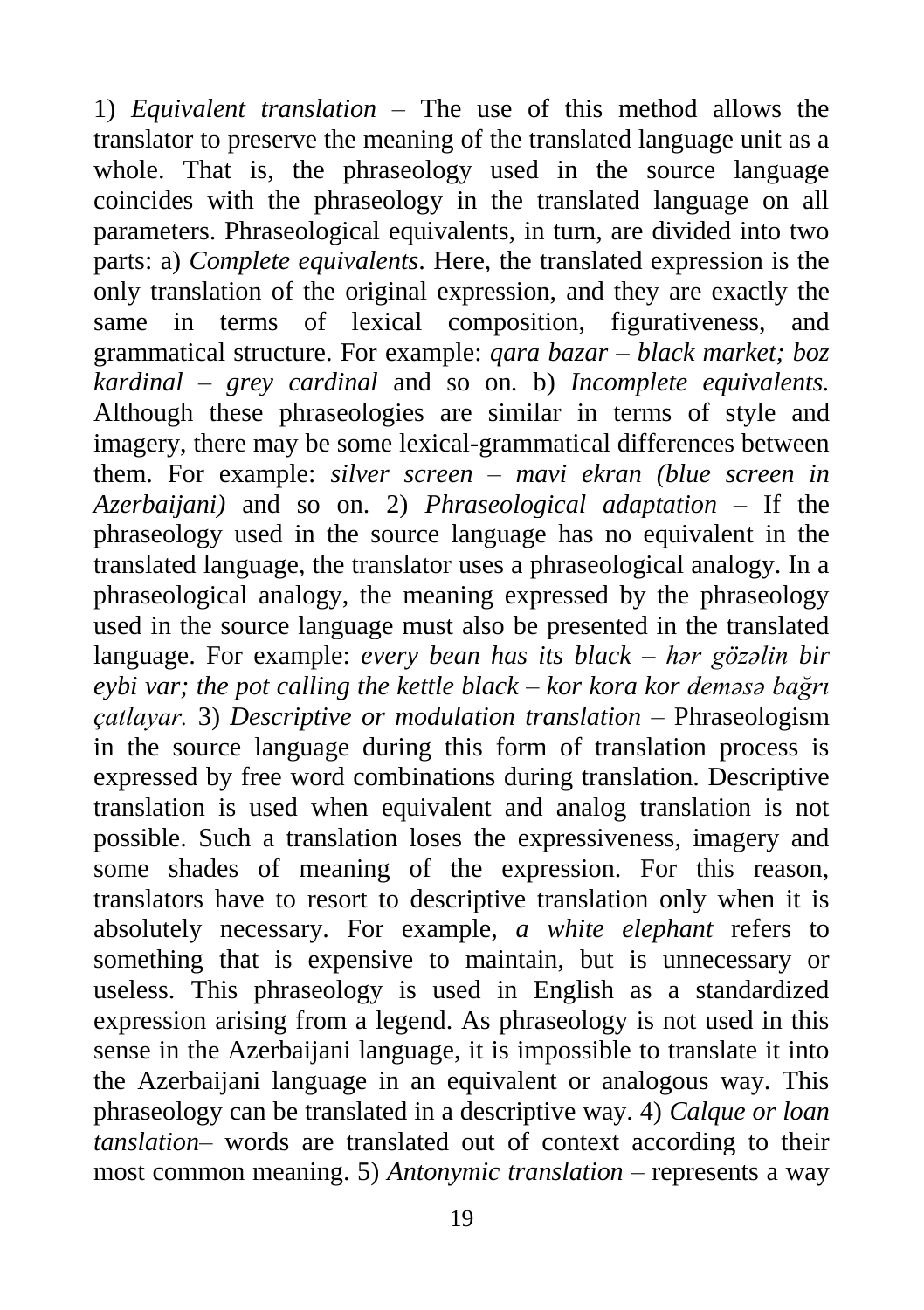1) *Equivalent translation* – The use of this method allows the translator to preserve the meaning of the translated language unit as a whole. That is, the phraseology used in the source language coincides with the phraseology in the translated language on all parameters. Phraseological equivalents, in turn, are divided into two parts: a) *Complete equivalents*. Here, the translated expression is the only translation of the original expression, and they are exactly the same in terms of lexical composition, figurativeness, and grammatical structure. For example: *qara bazar – black market; boz kardinal – grey cardinal* and so on. b) *Incomplete equivalents.* Although these phraseologies are similar in terms of style and imagery, there may be some lexical-grammatical differences between them. For example: *silver screen – mavi ekran (blue screen in Azerbaijani)* and so on. 2) *Phraseological adaptation* – If the phraseology used in the source language has no equivalent in the translated language, the translator uses a phraseological analogy. In a phraseological analogy, the meaning expressed by the phraseology used in the source language must also be presented in the translated language. For example: *every bean has its black – hər gözəlin bir eybi var; the pot calling the kettle black – kor kora kor deməsə bağrı çatlayar.* 3) *Descriptive or modulation translation* – Phraseologism in the source language during this form of translation process is expressed by free word combinations during translation. Descriptive translation is used when equivalent and analog translation is not possible. Such a translation loses the expressiveness, imagery and some shades of meaning of the expression. For this reason, translators have to resort to descriptive translation only when it is absolutely necessary. For example, *a white elephant* refers to something that is expensive to maintain, but is unnecessary or useless. This phraseology is used in English as a standardized expression arising from a legend. As phraseology is not used in this sense in the Azerbaijani language, it is impossible to translate it into the Azerbaijani language in an equivalent or analogous way. This phraseology can be translated in a descriptive way. 4) *Calque or loan tanslation*– words are translated out of context according to their most common meaning. 5) *Antonymic translation* – represents a way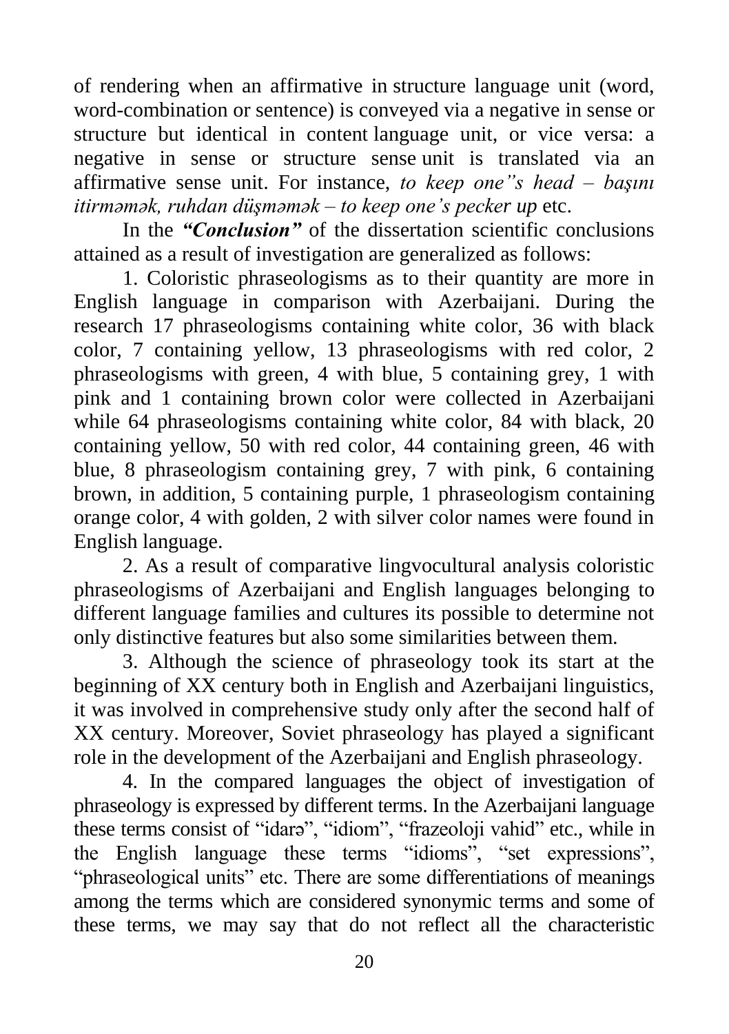of rendering when an affirmative in structure language unit (word, word-combination or sentence) is conveyed via a negative in sense or structure but identical in content language unit, or vice versa: a negative in sense or structure sense unit is translated via an affirmative sense unit. For instance, *to keep one''s head – başını itirməmək, ruhdan düşməmək – to keep one's pecker up* etc.

In the ***"Conclusion"*** of the dissertation scientific conclusions attained as a result of investigation are generalized as follows:

1. Coloristic phraseologisms as to their quantity are more in English language in comparison with Azerbaijani. During the research 17 phraseologisms containing white color, 36 with black color, 7 containing yellow, 13 phraseologisms with red color, 2 phraseologisms with green, 4 with blue, 5 containing grey, 1 with pink and 1 containing brown color were collected in Azerbaijani while 64 phraseologisms containing white color, 84 with black, 20 containing yellow, 50 with red color, 44 containing green, 46 with blue, 8 phraseologism containing grey, 7 with pink, 6 containing brown, in addition, 5 containing purple, 1 phraseologism containing orange color, 4 with golden, 2 with silver color names were found in English language.

2. As a result of comparative lingvocultural analysis coloristic phraseologisms of Azerbaijani and English languages belonging to different language families and cultures its possible to determine not only distinctive features but also some similarities between them.

3. Although the science of phraseology took its start at the beginning of XX century both in English and Azerbaijani linguistics, it was involved in comprehensive study only after the second half of XX century. Moreover, Soviet phraseology has played a significant role in the development of the Azerbaijani and English phraseology.

4. In the compared languages the object of investigation of phraseology is expressed by different terms. In the Azerbaijani language these terms consist of "idarə", "idiom", "frazeoloji vahid" etc., while in the English language these terms "idioms", "set expressions", "phraseological units" etc. There are some differentiations of meanings among the terms which are considered synonymic terms and some of these terms, we may say that do not reflect all the characteristic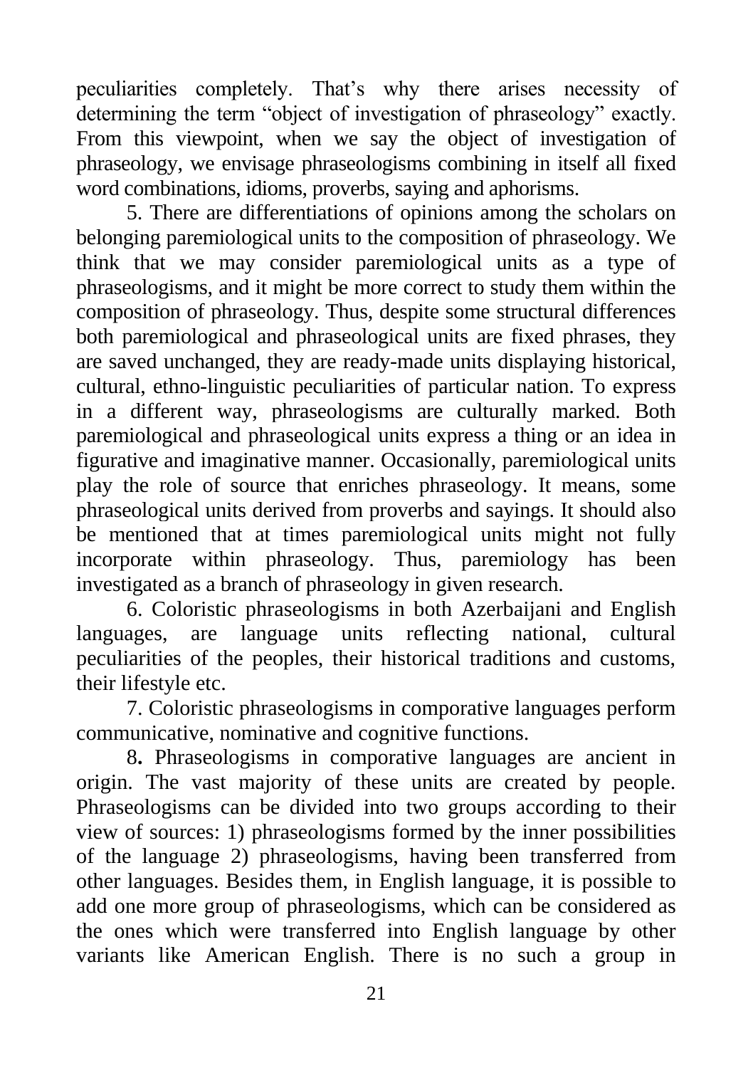peculiarities completely. That's why there arises necessity of determining the term "object of investigation of phraseology" exactly. From this viewpoint, when we say the object of investigation of phraseology, we envisage phraseologisms combining in itself all fixed word combinations, idioms, proverbs, saying and aphorisms.

5. There are differentiations of opinions among the scholars on belonging paremiological units to the composition of phraseology. We think that we may consider paremiological units as a type of phraseologisms, and it might be more correct to study them within the composition of phraseology. Thus, despite some structural differences both paremiological and phraseological units are fixed phrases, they are saved unchanged, they are ready-made units displaying historical, cultural, ethno-linguistic peculiarities of particular nation. To express in a different way, phraseologisms are culturally marked. Both paremiological and phraseological units express a thing or an idea in figurative and imaginative manner. Occasionally, paremiological units play the role of source that enriches phraseology. It means, some phraseological units derived from proverbs and sayings. It should also be mentioned that at times paremiological units might not fully incorporate within phraseology. Thus, paremiology has been investigated as a branch of phraseology in given research.

6. Coloristic phraseologisms in both Azerbaijani and English languages, are language units reflecting national, cultural peculiarities of the peoples, their historical traditions and customs, their lifestyle etc.

7. Coloristic phraseologisms in comporative languages perform communicative, nominative and cognitive functions.

8**.** Phraseologisms in comporative languages are ancient in origin. The vast majority of these units are created by people. Phraseologisms can be divided into two groups according to their view of sources: 1) phraseologisms formed by the inner possibilities of the language 2) phraseologisms, having been transferred from other languages. Besides them, in English language, it is possible to add one more group of phraseologisms, which can be considered as the ones which were transferred into English language by other variants like American English. There is no such a group in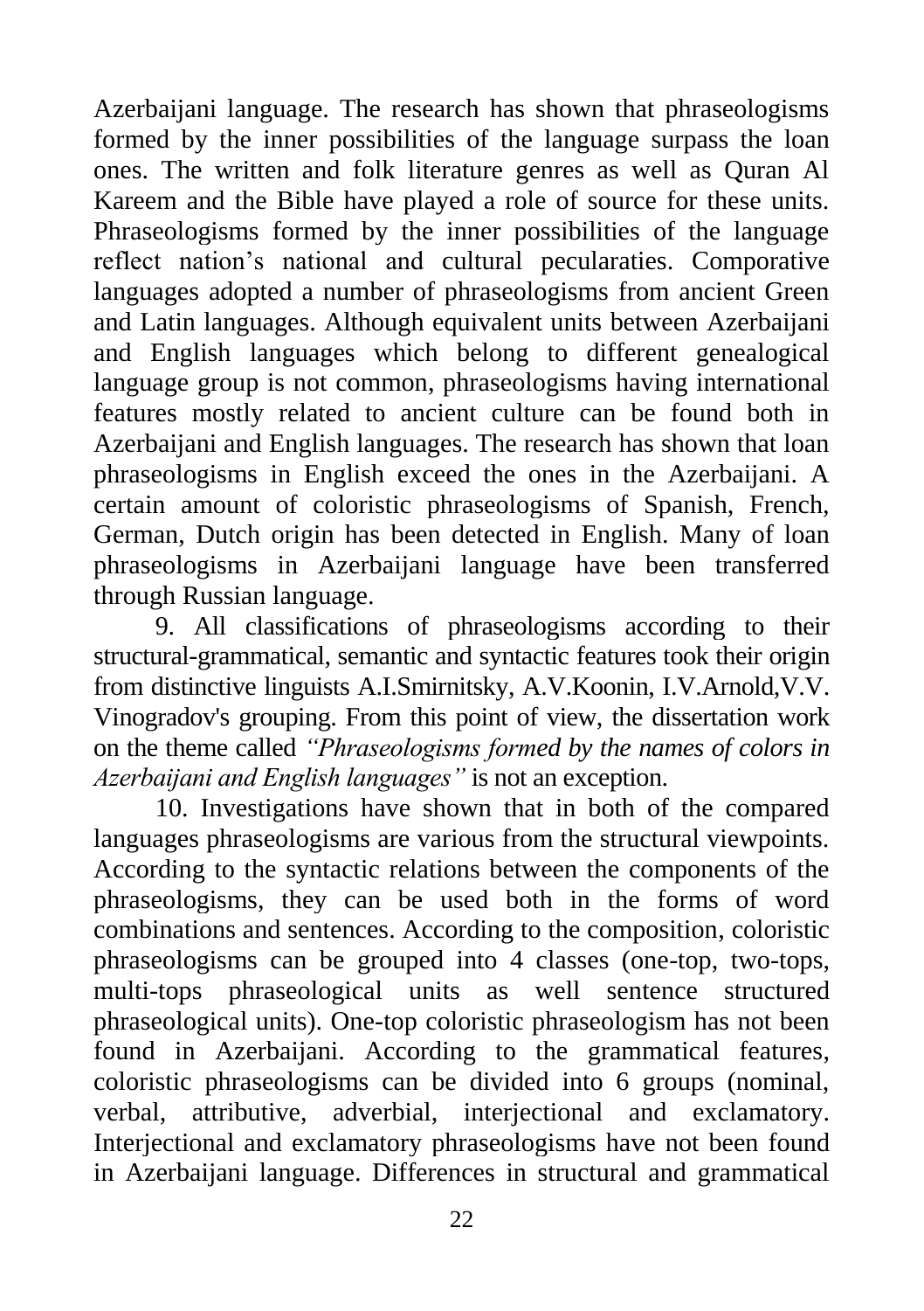Azerbaijani language. The research has shown that phraseologisms formed by the inner possibilities of the language surpass the loan ones. The written and folk literature genres as well as Quran Al Kareem and the Bible have played a role of source for these units. Phraseologisms formed by the inner possibilities of the language reflect nation's national and cultural pecularaties. Comporative languages adopted a number of phraseologisms from ancient Green and Latin languages. Although equivalent units between Azerbaijani and English languages which belong to different genealogical language group is not common, phraseologisms having international features mostly related to ancient culture can be found both in Azerbaijani and English languages. The research has shown that loan phraseologisms in English exceed the ones in the Azerbaijani. A certain amount of coloristic phraseologisms of Spanish, French, German, Dutch origin has been detected in English. Many of loan phraseologisms in Azerbaijani language have been transferred through Russian language.

9. All classifications of phraseologisms according to their structural-grammatical, semantic and syntactic features took their origin from distinctive linguists A.I.Smirnitsky, A.V.Koonin, I.V.Arnold,V.V. Vinogradov's grouping. From this point of view, the dissertation work on the theme called *"Phraseologisms formed by the names of colors in Azerbaijani and English languages"* is not an exception.

10. Investigations have shown that in both of the compared languages phraseologisms are various from the structural viewpoints. According to the syntactic relations between the components of the phraseologisms, they can be used both in the forms of word combinations and sentences. According to the composition, coloristic phraseologisms can be grouped into 4 classes (one-top, two-tops, multi-tops phraseological units as well sentence structured phraseological units). One-top coloristic phraseologism has not been found in Azerbaijani. According to the grammatical features, coloristic phraseologisms can be divided into 6 groups (nominal, verbal, attributive, adverbial, interjectional and exclamatory. Interjectional and exclamatory phraseologisms have not been found in Azerbaijani language. Differences in structural and grammatical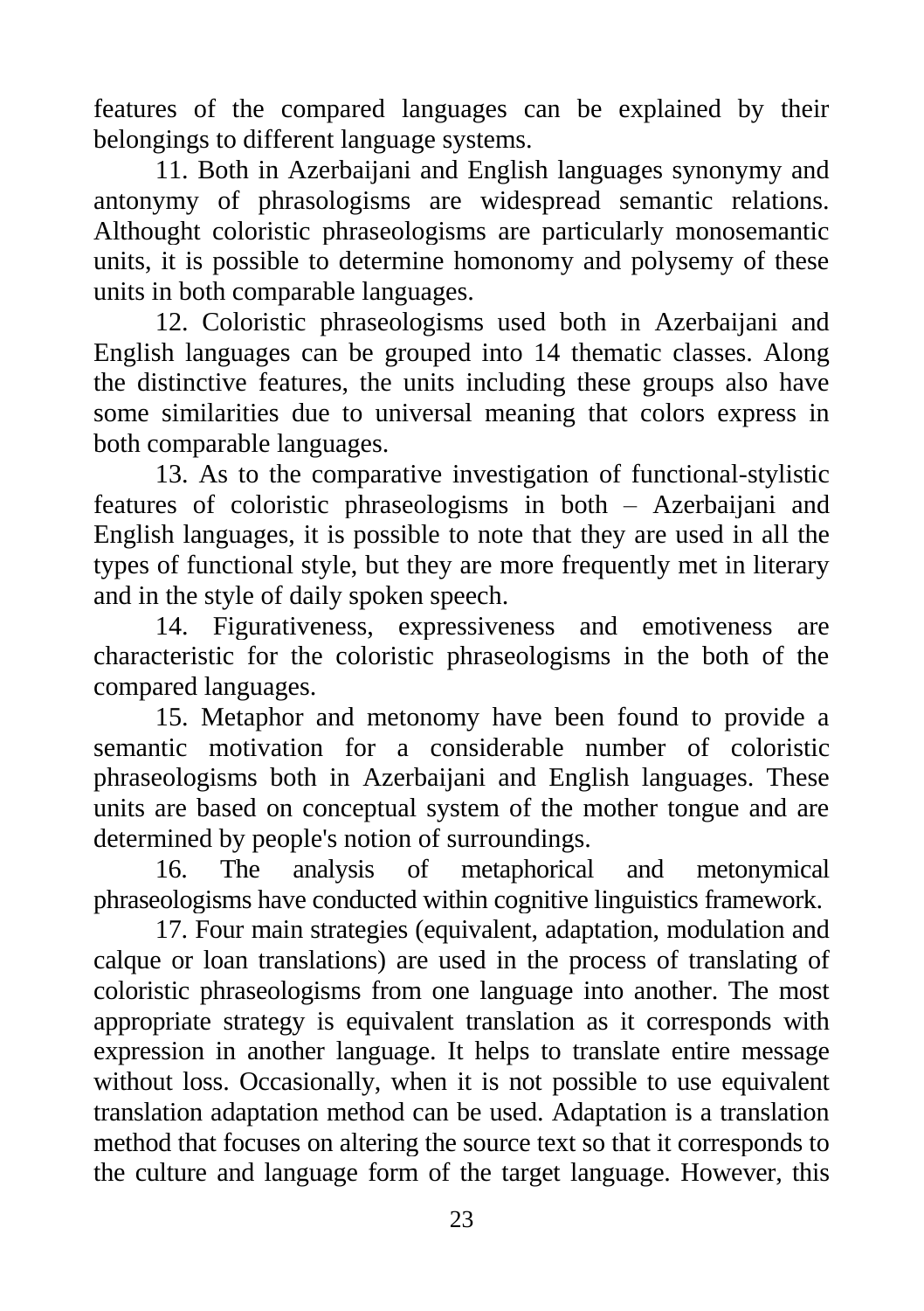features of the compared languages can be explained by their belongings to different language systems.

11. Both in Azerbaijani and English languages synonymy and antonymy of phrasologisms are widespread semantic relations. Althought coloristic phraseologisms are particularly monosemantic units, it is possible to determine homonomy and polysemy of these units in both comparable languages.

12. Coloristic phraseologisms used both in Azerbaijani and English languages can be grouped into 14 thematic classes. Along the distinctive features, the units including these groups also have some similarities due to universal meaning that colors express in both comparable languages.

13. As to the comparative investigation of functional-stylistic features of coloristic phraseologisms in both – Azerbaijani and English languages, it is possible to note that they are used in all the types of functional style, but they are more frequently met in literary and in the style of daily spoken speech.

14. Figurativeness, expressiveness and emotiveness are characteristic for the coloristic phraseologisms in the both of the compared languages.

15. Metaphor and metonomy have been found to provide a semantic motivation for a considerable number of coloristic phraseologisms both in Azerbaijani and English languages. These units are based on conceptual system of the mother tongue and are determined by people's notion of surroundings.

16. The analysis of metaphorical and metonymical phraseologisms have conducted within cognitive linguistics framework.

17. Four main strategies (equivalent, adaptation, modulation and calque or loan translations) are used in the process of translating of coloristic phraseologisms from one language into another. The most appropriate strategy is equivalent translation as it corresponds with expression in another language. It helps to translate entire message without loss. Occasionally, when it is not possible to use equivalent translation adaptation method can be used. Adaptation is a translation method that focuses on altering the source text so that it corresponds to the culture and language form of the target language. However, this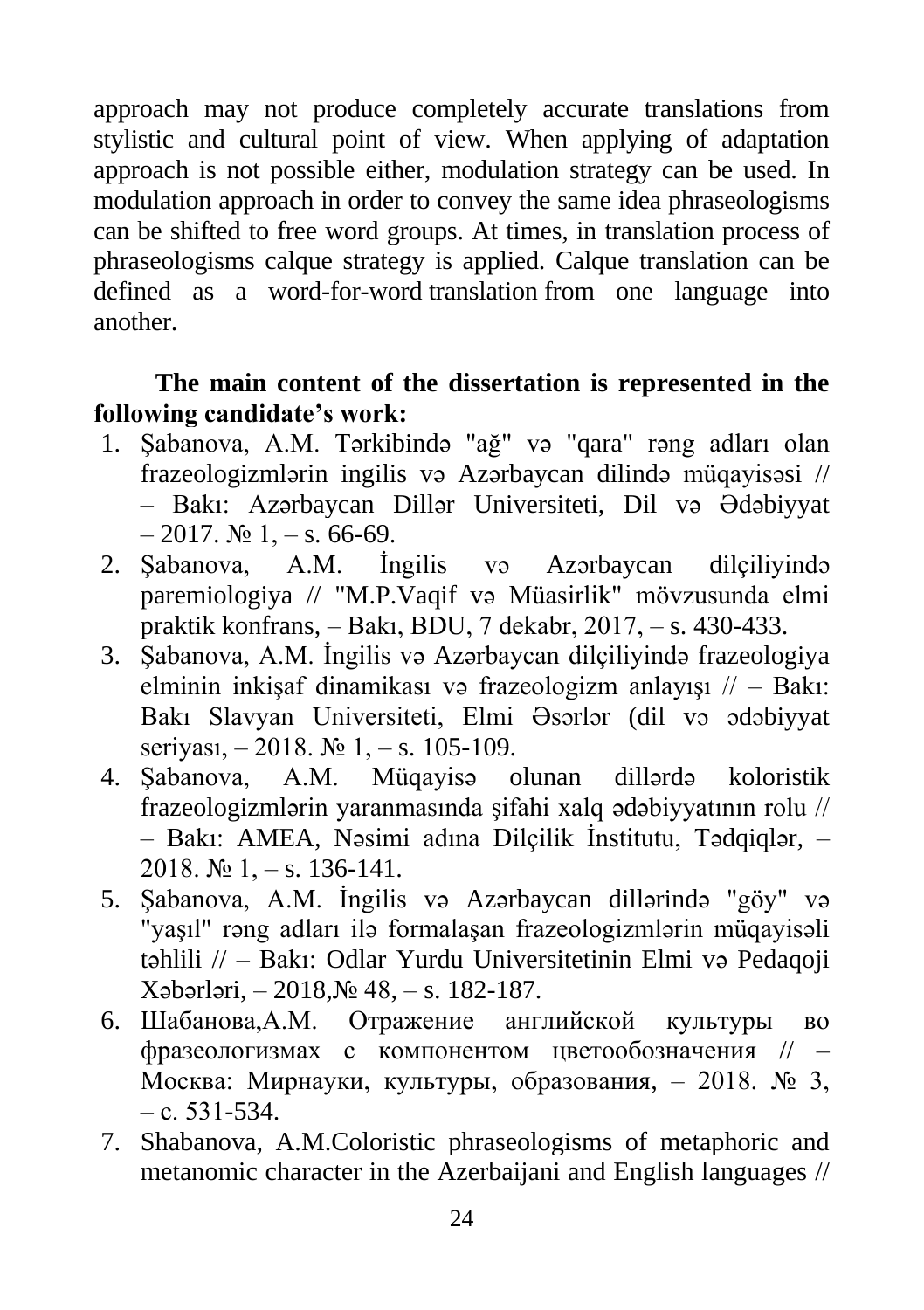approach may not produce completely accurate translations from stylistic and cultural point of view. When applying of adaptation approach is not possible either, modulation strategy can be used. In modulation approach in order to convey the same idea phraseologisms can be shifted to free word groups. At times, in translation process of phraseologisms calque strategy is applied. Calque translation can be defined as a word-for-word translation from one language into another.

**The main content of the dissertation is represented in the following candidate's work:**

1. Şabanova, A.M. Tərkibində "ağ" və "qara" rəng adları olan frazeologizmlərin ingilis və Azərbaycan dilində müqayisəsi // – Bakı: Azərbaycan Dillər Universiteti, Dil və Ədəbiyyat – 2017. № 1, – s. 66-69.
2. Şabanova, A.M. İngilis və Azərbaycan dilçiliyində paremiologiya // "M.P.Vaqif və Müasirlik" mövzusunda elmi praktik konfrans, – Bakı, BDU, 7 dekabr, 2017, – s. 430-433.
3. Şabanova, A.M. İngilis və Azərbaycan dilçiliyində frazeologiya elminin inkişaf dinamikası və frazeologizm anlayışı // – Bakı: Bakı Slavyan Universiteti, Elmi Əsərlər (dil və ədəbiyyat seriyası, – 2018. № 1, – s. 105-109.
4. Şabanova, A.M. Müqayisə olunan dillərdə koloristik frazeologizmlərin yaranmasında şifahi xalq ədəbiyyatının rolu // – Bakı: AMEA, Nəsimi adına Dilçilik İnstitutu, Tədqiqlər, – 2018. № 1, – s. 136-141.
5. Şabanova, A.M. İngilis və Azərbaycan dillərində "göy" və "yaşıl" rəng adları ilə formalaşan frazeologizmlərin müqayisəli təhlili // – Bakı: Odlar Yurdu Universitetinin Elmi və Pedaqoji Xəbərləri, – 2018,№ 48, – s. 182-187.
6. Шабанова,А.М. Отражение английской культуры во фразеологизмах с компонентом цветообозначения // – Москва: Мирнауки, культуры, образования, – 2018. № 3, – с. 531-534.
7. Shabanova, A.M.Coloristic phraseologisms of metaphoric and metanomic character in the Azerbaijani and English languages //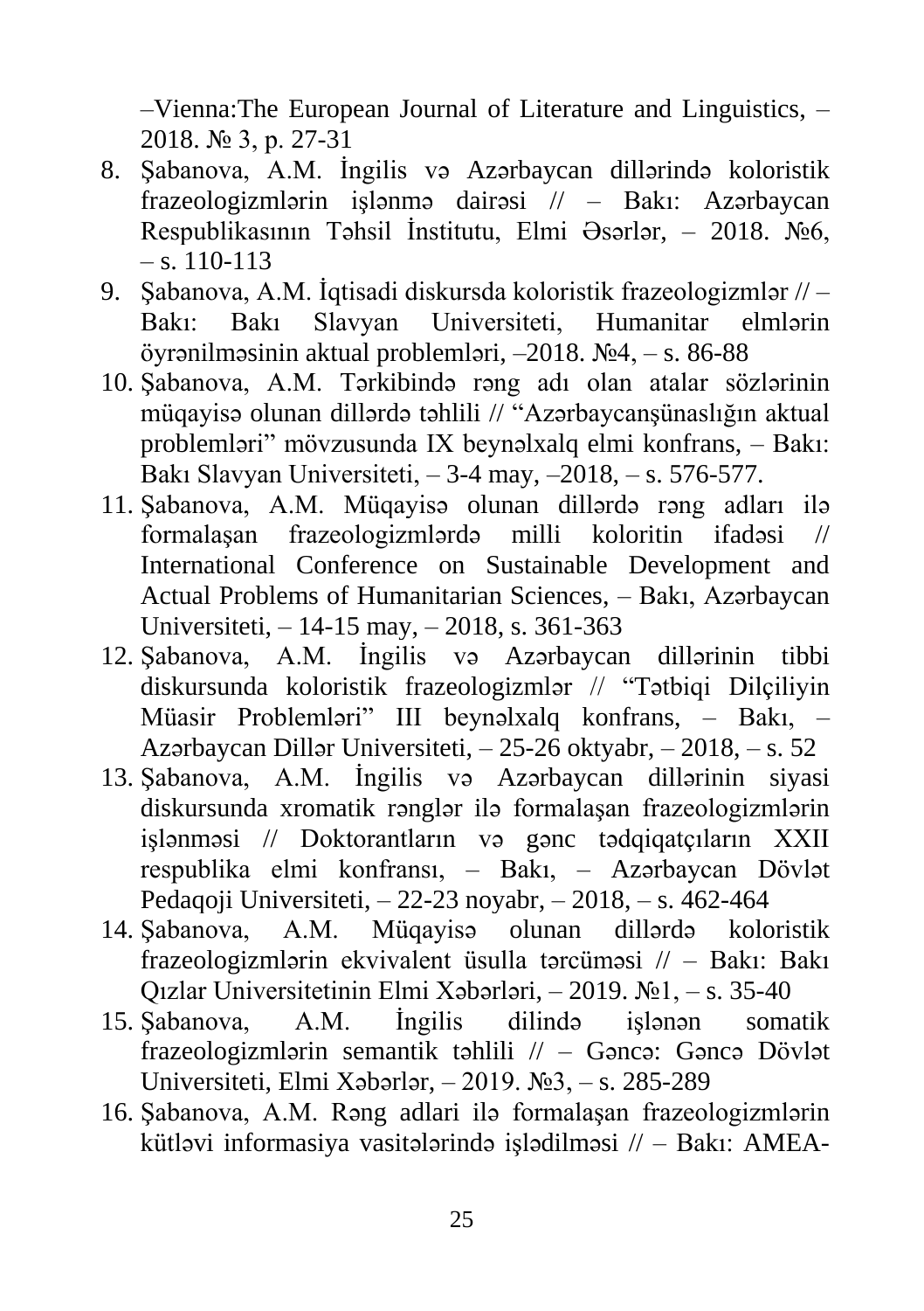–Vienna:The European Journal of Literature and Linguistics, – 2018. № 3, p. 27-31

8. Şabanova, A.M. İngilis və Azərbaycan dillərində koloristik frazeologizmlərin işlənmə dairəsi // – Bakı: Azərbaycan Respublikasının Təhsil İnstitutu, Elmi Əsərlər, – 2018. №6, – s. 110-113
9. Şabanova, A.M. İqtisadi diskursda koloristik frazeologizmlər // – Bakı: Bakı Slavyan Universiteti, Humanitar elmlərin öyrənilməsinin aktual problemləri, –2018. №4, – s. 86-88
10. Şabanova, A.M. Tərkibində rəng adı olan atalar sözlərinin müqayisə olunan dillərdə təhlili // "Azərbaycanşünaslığın aktual problemləri" mövzusunda IX beynəlxalq elmi konfrans, – Bakı: Bakı Slavyan Universiteti, – 3-4 may, –2018, – s. 576-577.
11. Şabanova, A.M. Müqayisə olunan dillərdə rəng adları ilə formalaşan frazeologizmlərdə milli koloritin ifadəsi // International Conference on Sustainable Development and Actual Problems of Humanitarian Sciences, – Bakı, Azərbaycan Universiteti, – 14-15 may, – 2018, s. 361-363
12. Şabanova, A.M. İngilis və Azərbaycan dillərinin tibbi diskursunda koloristik frazeologizmlər // "Tətbiqi Dilçiliyin Müasir Problemləri" III beynəlxalq konfrans, – Bakı, – Azərbaycan Dillər Universiteti, – 25-26 oktyabr, – 2018, – s. 52
13. Şabanova, A.M. İngilis və Azərbaycan dillərinin siyasi diskursunda xromatik rənglər ilə formalaşan frazeologizmlərin işlənməsi // Doktorantların və gənc tədqiqatçıların XXII respublika elmi konfransı, – Bakı, – Azərbaycan Dövlət Pedaqoji Universiteti, – 22-23 noyabr, – 2018, – s. 462-464
14. Şabanova, A.M. Müqayisə olunan dillərdə koloristik frazeologizmlərin ekvivalent üsulla tərcüməsi // – Bakı: Bakı Qızlar Universitetinin Elmi Xəbərləri, – 2019. №1, – s. 35-40
15. Şabanova, A.M. İngilis dilində işlənən somatik frazeologizmlərin semantik təhlili // – Gəncə: Gəncə Dövlət Universiteti, Elmi Xəbərlər, – 2019. №3, – s. 285-289
16. Şabanova, A.M. Rəng adlari ilə formalaşan frazeologizmlərin kütləvi informasiya vasitələrində işlədilməsi // – Bakı: AMEA-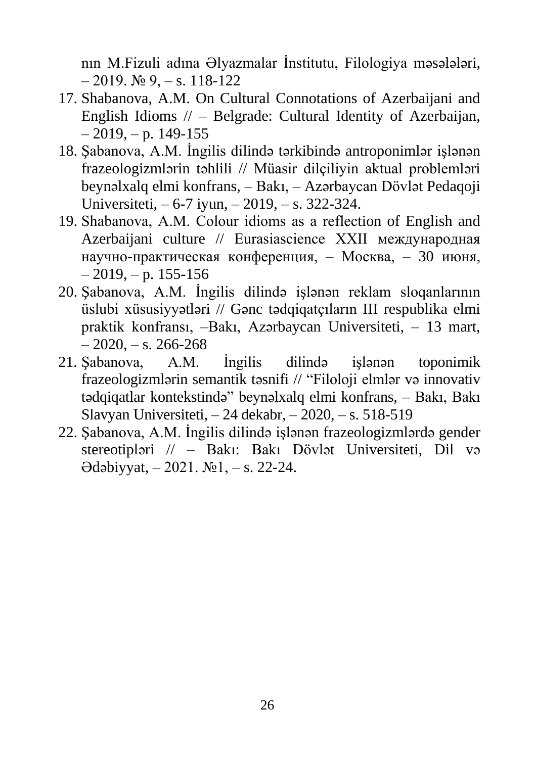nın M.Fizuli adına Əlyazmalar İnstitutu, Filologiya məsələləri, – 2019. № 9, – s. 118-122

17. Shabanova, A.M. On Cultural Connotations of Azerbaijani and English Idioms // – Belgrade: Cultural Identity of Azerbaijan, – 2019, – p. 149-155
18. Şabanova, A.M. İngilis dilində tərkibində antroponimlər işlənən frazeologizmlərin təhlili // Müasir dilçiliyin aktual problemləri beynəlxalq elmi konfrans, – Bakı, – Azərbaycan Dövlət Pedaqoji Universiteti, – 6-7 iyun, – 2019, – s. 322-324.
19. Shabanova, A.M. Colour idioms as a reflection of English and Azerbaijani culture // Eurasiascience XXII международная научно-практическая конференция, – Москва, – 30 июня, – 2019, – p. 155-156
20. Şabanova, A.M. İngilis dilində işlənən reklam sloqanlarının üslubi xüsusiyyətləri // Gənc tədqiqatçıların III respublika elmi praktik konfransı, –Bakı, Azərbaycan Universiteti, – 13 mart, – 2020, – s. 266-268
21. Şabanova, A.M. İngilis dilində işlənən toponimik frazeologizmlərin semantik təsnifi // "Filoloji elmlər və innovativ tədqiqatlar kontekstində" beynəlxalq elmi konfrans, – Bakı, Bakı Slavyan Universiteti, – 24 dekabr, – 2020, – s. 518-519
22. Şabanova, A.M. İngilis dilində işlənən frazeologizmlərdə gender stereotipləri // – Bakı: Bakı Dövlət Universiteti, Dil və Ədəbiyyat, – 2021. №1, – s. 22-24.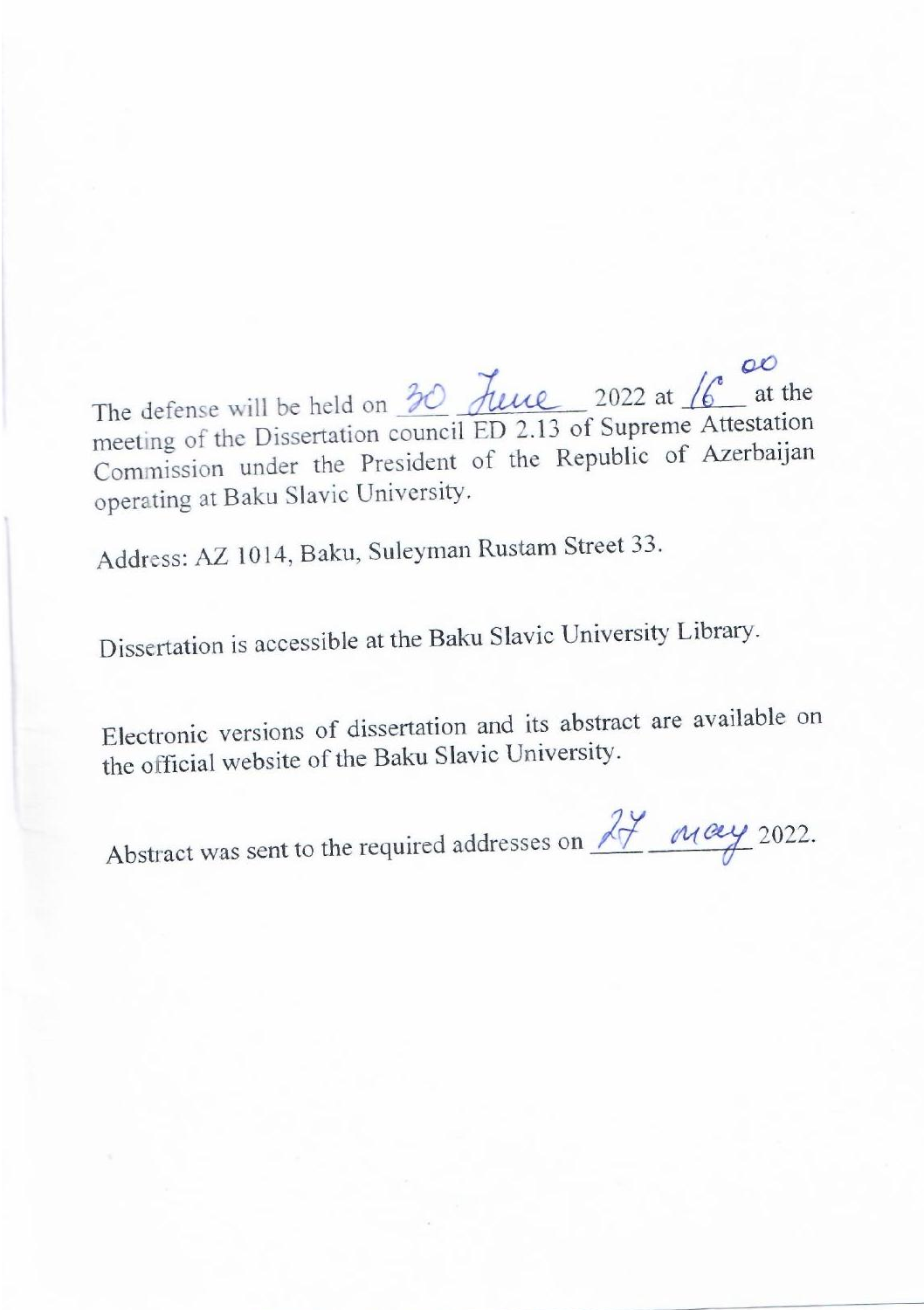The defense will be held on 30 June 2022 at $16^{00}$ at the meeting of the Dissertation council ED 2.13 of Supreme Attestation Commission under the President of the Republic of Azerbaijan operating at Baku Slavic University.

Address: AZ 1014, Baku, Suleyman Rustam Street 33.

Dissertation is accessible at the Baku Slavic University Library.

Electronic versions of dissertation and its abstract are available on the official website of the Baku Slavic University.

Abstract was sent to the required addresses on 27 may 2022.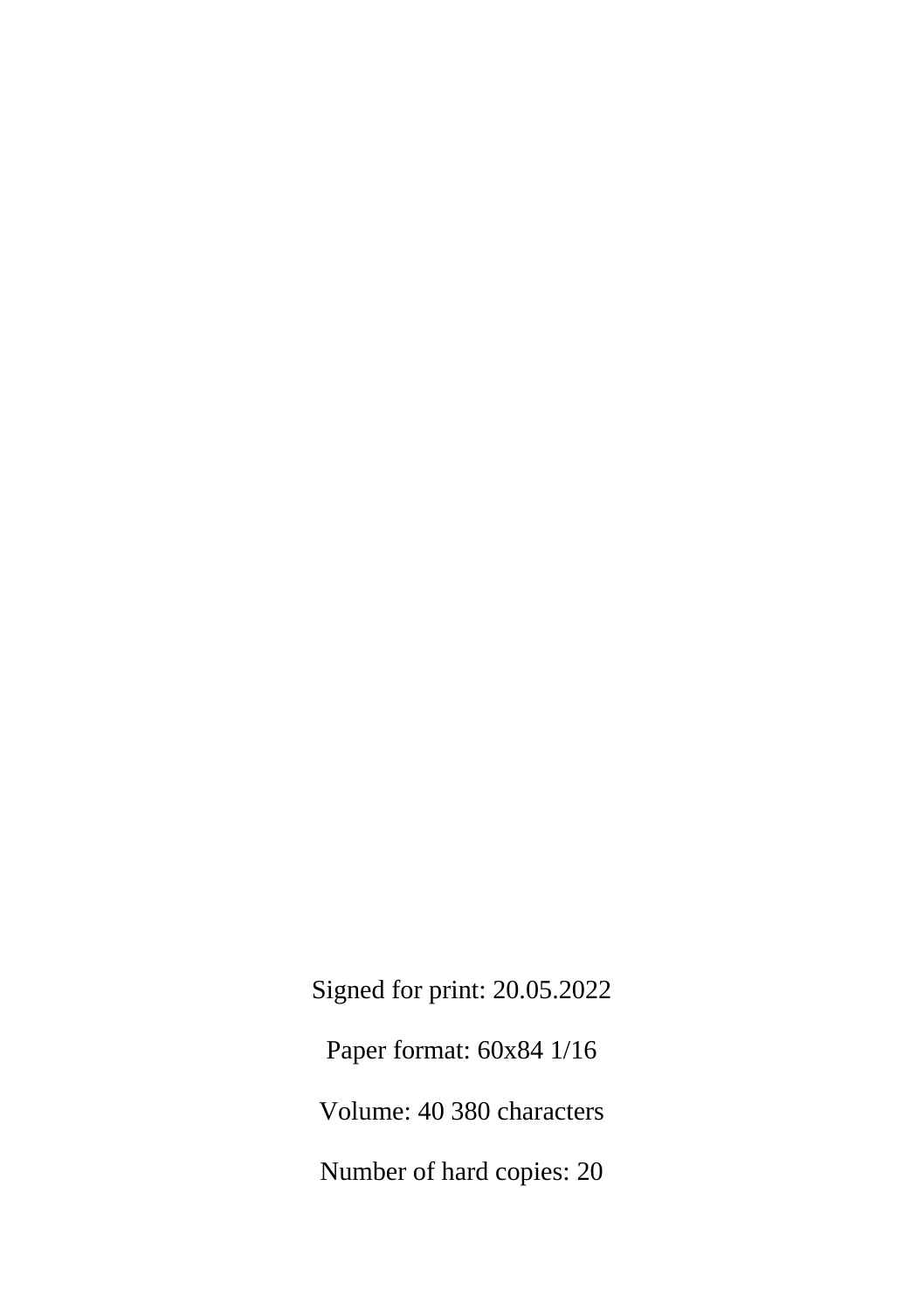Signed for print: 20.05.2022

Paper format: 60x84 1/16

Volume: 40 380 characters

Number of hard copies: 20